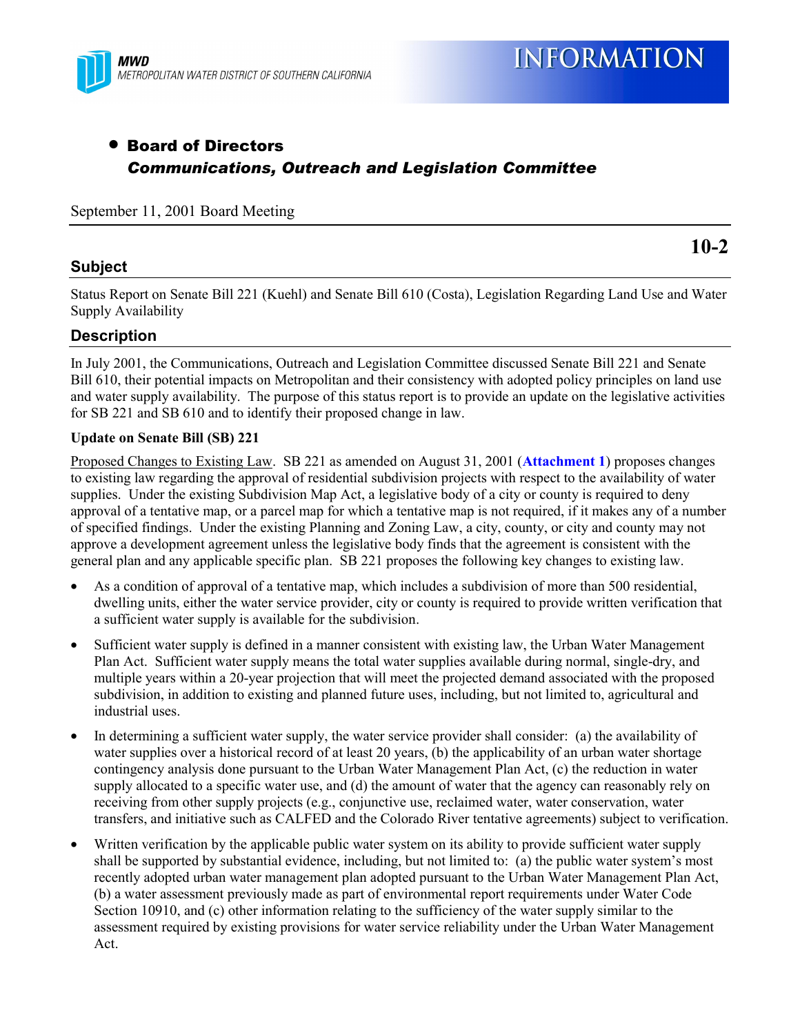MWD
METROPOLITAN WATER DISTRICT OF SOUTHERN CALIFORNIA

# INFORMATION

- **Board of Directors**
  ***Communications, Outreach and Legislation Committee***

September 11, 2001 Board Meeting

**10-2**

## Subject

Status Report on Senate Bill 221 (Kuehl) and Senate Bill 610 (Costa), Legislation Regarding Land Use and Water Supply Availability

## Description

In July 2001, the Communications, Outreach and Legislation Committee discussed Senate Bill 221 and Senate Bill 610, their potential impacts on Metropolitan and their consistency with adopted policy principles on land use and water supply availability. The purpose of this status report is to provide an update on the legislative activities for SB 221 and SB 610 and to identify their proposed change in law.

**Update on Senate Bill (SB) 221**

Proposed Changes to Existing Law. SB 221 as amended on August 31, 2001 (**Attachment 1**) proposes changes to existing law regarding the approval of residential subdivision projects with respect to the availability of water supplies. Under the existing Subdivision Map Act, a legislative body of a city or county is required to deny approval of a tentative map, or a parcel map for which a tentative map is not required, if it makes any of a number of specified findings. Under the existing Planning and Zoning Law, a city, county, or city and county may not approve a development agreement unless the legislative body finds that the agreement is consistent with the general plan and any applicable specific plan. SB 221 proposes the following key changes to existing law.

- As a condition of approval of a tentative map, which includes a subdivision of more than 500 residential, dwelling units, either the water service provider, city or county is required to provide written verification that a sufficient water supply is available for the subdivision.
- Sufficient water supply is defined in a manner consistent with existing law, the Urban Water Management Plan Act. Sufficient water supply means the total water supplies available during normal, single-dry, and multiple years within a 20-year projection that will meet the projected demand associated with the proposed subdivision, in addition to existing and planned future uses, including, but not limited to, agricultural and industrial uses.
- In determining a sufficient water supply, the water service provider shall consider: (a) the availability of water supplies over a historical record of at least 20 years, (b) the applicability of an urban water shortage contingency analysis done pursuant to the Urban Water Management Plan Act, (c) the reduction in water supply allocated to a specific water use, and (d) the amount of water that the agency can reasonably rely on receiving from other supply projects (e.g., conjunctive use, reclaimed water, water conservation, water transfers, and initiative such as CALFED and the Colorado River tentative agreements) subject to verification.
- Written verification by the applicable public water system on its ability to provide sufficient water supply shall be supported by substantial evidence, including, but not limited to: (a) the public water system's most recently adopted urban water management plan adopted pursuant to the Urban Water Management Plan Act, (b) a water assessment previously made as part of environmental report requirements under Water Code Section 10910, and (c) other information relating to the sufficiency of the water supply similar to the assessment required by existing provisions for water service reliability under the Urban Water Management Act.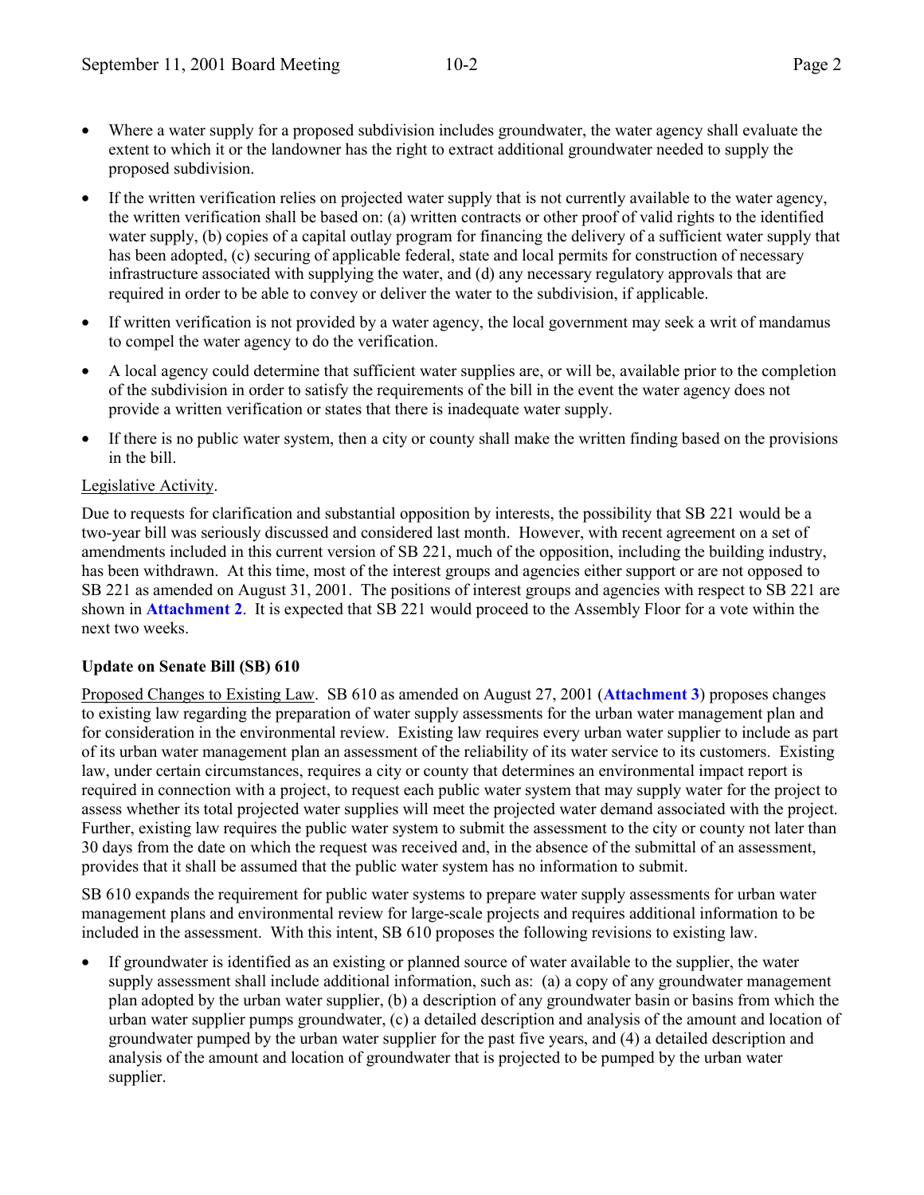- Where a water supply for a proposed subdivision includes groundwater, the water agency shall evaluate the extent to which it or the landowner has the right to extract additional groundwater needed to supply the proposed subdivision.
- If the written verification relies on projected water supply that is not currently available to the water agency, the written verification shall be based on: (a) written contracts or other proof of valid rights to the identified water supply, (b) copies of a capital outlay program for financing the delivery of a sufficient water supply that has been adopted, (c) securing of applicable federal, state and local permits for construction of necessary infrastructure associated with supplying the water, and (d) any necessary regulatory approvals that are required in order to be able to convey or deliver the water to the subdivision, if applicable.
- If written verification is not provided by a water agency, the local government may seek a writ of mandamus to compel the water agency to do the verification.
- A local agency could determine that sufficient water supplies are, or will be, available prior to the completion of the subdivision in order to satisfy the requirements of the bill in the event the water agency does not provide a written verification or states that there is inadequate water supply.
- If there is no public water system, then a city or county shall make the written finding based on the provisions in the bill.

Legislative Activity.

Due to requests for clarification and substantial opposition by interests, the possibility that SB 221 would be a two-year bill was seriously discussed and considered last month. However, with recent agreement on a set of amendments included in this current version of SB 221, much of the opposition, including the building industry, has been withdrawn. At this time, most of the interest groups and agencies either support or are not opposed to SB 221 as amended on August 31, 2001. The positions of interest groups and agencies with respect to SB 221 are shown in **Attachment 2**. It is expected that SB 221 would proceed to the Assembly Floor for a vote within the next two weeks.

**Update on Senate Bill (SB) 610**

Proposed Changes to Existing Law. SB 610 as amended on August 27, 2001 (**Attachment 3**) proposes changes to existing law regarding the preparation of water supply assessments for the urban water management plan and for consideration in the environmental review. Existing law requires every urban water supplier to include as part of its urban water management plan an assessment of the reliability of its water service to its customers. Existing law, under certain circumstances, requires a city or county that determines an environmental impact report is required in connection with a project, to request each public water system that may supply water for the project to assess whether its total projected water supplies will meet the projected water demand associated with the project. Further, existing law requires the public water system to submit the assessment to the city or county not later than 30 days from the date on which the request was received and, in the absence of the submittal of an assessment, provides that it shall be assumed that the public water system has no information to submit.

SB 610 expands the requirement for public water systems to prepare water supply assessments for urban water management plans and environmental review for large-scale projects and requires additional information to be included in the assessment. With this intent, SB 610 proposes the following revisions to existing law.

- If groundwater is identified as an existing or planned source of water available to the supplier, the water supply assessment shall include additional information, such as: (a) a copy of any groundwater management plan adopted by the urban water supplier, (b) a description of any groundwater basin or basins from which the urban water supplier pumps groundwater, (c) a detailed description and analysis of the amount and location of groundwater pumped by the urban water supplier for the past five years, and (4) a detailed description and analysis of the amount and location of groundwater that is projected to be pumped by the urban water supplier.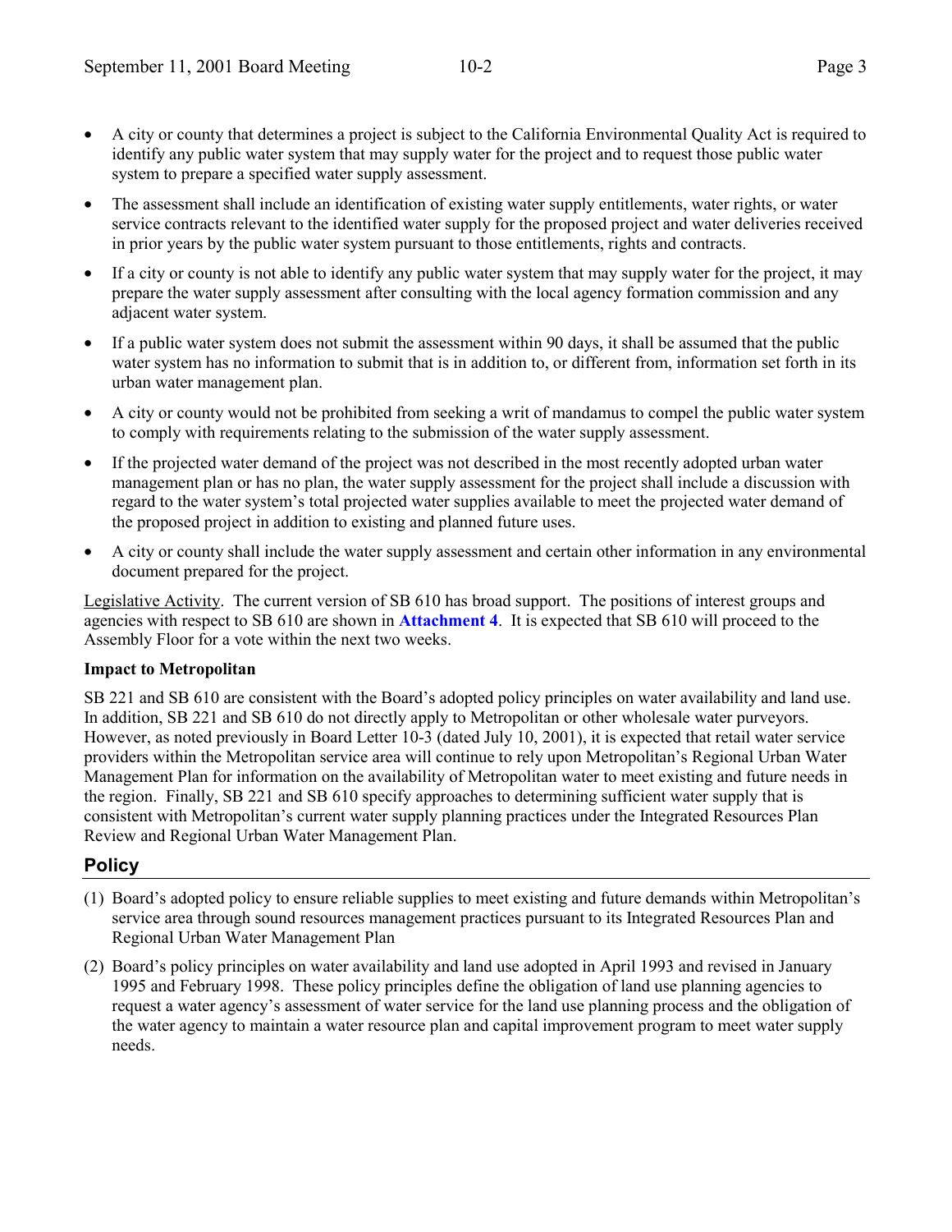- A city or county that determines a project is subject to the California Environmental Quality Act is required to identify any public water system that may supply water for the project and to request those public water system to prepare a specified water supply assessment.
- The assessment shall include an identification of existing water supply entitlements, water rights, or water service contracts relevant to the identified water supply for the proposed project and water deliveries received in prior years by the public water system pursuant to those entitlements, rights and contracts.
- If a city or county is not able to identify any public water system that may supply water for the project, it may prepare the water supply assessment after consulting with the local agency formation commission and any adjacent water system.
- If a public water system does not submit the assessment within 90 days, it shall be assumed that the public water system has no information to submit that is in addition to, or different from, information set forth in its urban water management plan.
- A city or county would not be prohibited from seeking a writ of mandamus to compel the public water system to comply with requirements relating to the submission of the water supply assessment.
- If the projected water demand of the project was not described in the most recently adopted urban water management plan or has no plan, the water supply assessment for the project shall include a discussion with regard to the water system's total projected water supplies available to meet the projected water demand of the proposed project in addition to existing and planned future uses.
- A city or county shall include the water supply assessment and certain other information in any environmental document prepared for the project.

Legislative Activity. The current version of SB 610 has broad support. The positions of interest groups and agencies with respect to SB 610 are shown in **Attachment 4**. It is expected that SB 610 will proceed to the Assembly Floor for a vote within the next two weeks.

**Impact to Metropolitan**

SB 221 and SB 610 are consistent with the Board's adopted policy principles on water availability and land use. In addition, SB 221 and SB 610 do not directly apply to Metropolitan or other wholesale water purveyors. However, as noted previously in Board Letter 10-3 (dated July 10, 2001), it is expected that retail water service providers within the Metropolitan service area will continue to rely upon Metropolitan's Regional Urban Water Management Plan for information on the availability of Metropolitan water to meet existing and future needs in the region. Finally, SB 221 and SB 610 specify approaches to determining sufficient water supply that is consistent with Metropolitan's current water supply planning practices under the Integrated Resources Plan Review and Regional Urban Water Management Plan.

## Policy

(1) Board's adopted policy to ensure reliable supplies to meet existing and future demands within Metropolitan's service area through sound resources management practices pursuant to its Integrated Resources Plan and Regional Urban Water Management Plan

(2) Board's policy principles on water availability and land use adopted in April 1993 and revised in January 1995 and February 1998. These policy principles define the obligation of land use planning agencies to request a water agency's assessment of water service for the land use planning process and the obligation of the water agency to maintain a water resource plan and capital improvement program to meet water supply needs.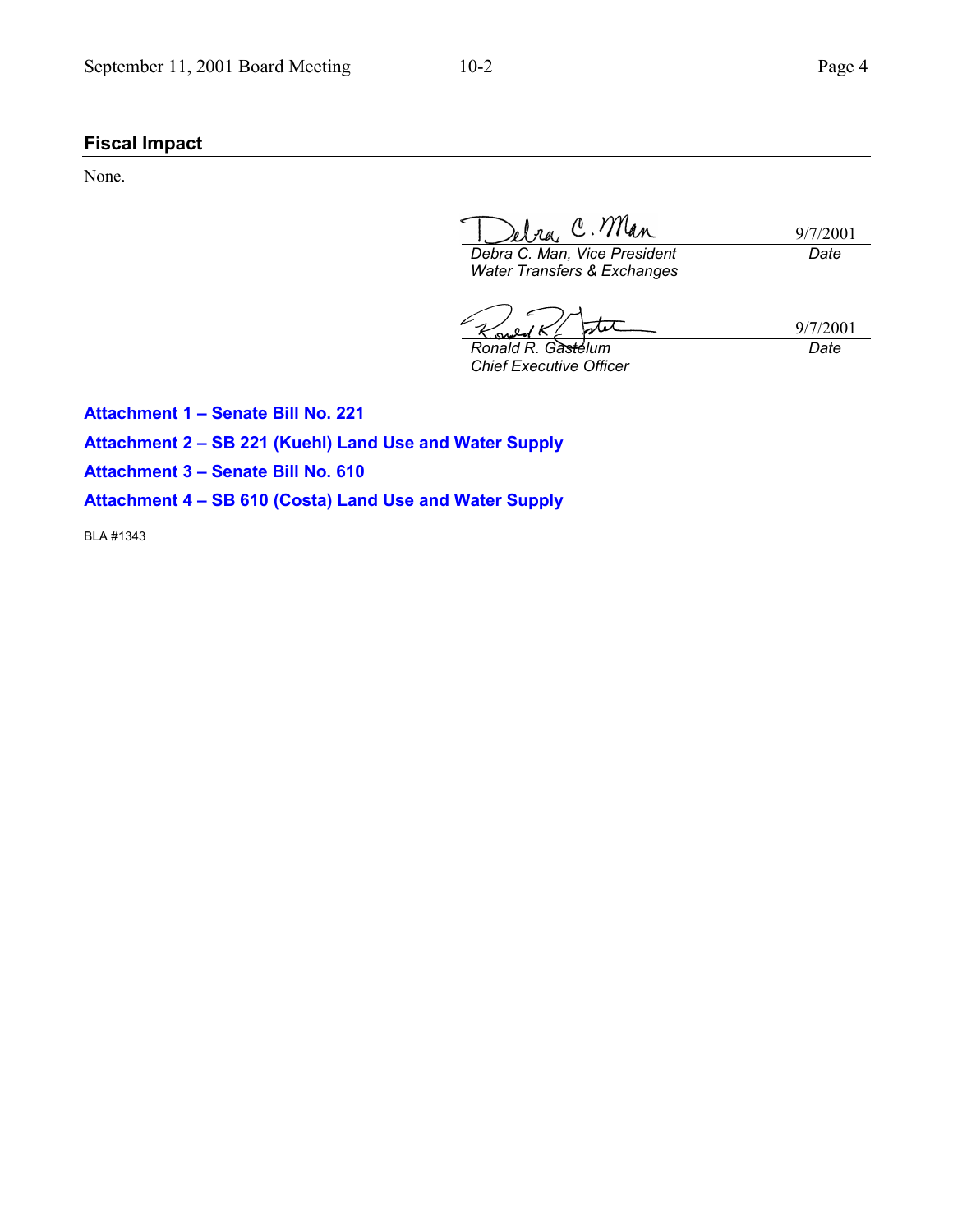## Fiscal Impact

None.

| | |
|---|---|
| Debra C. Man, Vice President<br>Water Transfers & Exchanges | 9/7/2001<br>Date |
| Ronald R. Gastelum<br>Chief Executive Officer | 9/7/2001<br>Date |

**Attachment 1 – Senate Bill No. 221**

**Attachment 2 – SB 221 (Kuehl) Land Use and Water Supply**

**Attachment 3 – Senate Bill No. 610**

**Attachment 4 – SB 610 (Costa) Land Use and Water Supply**

BLA #1343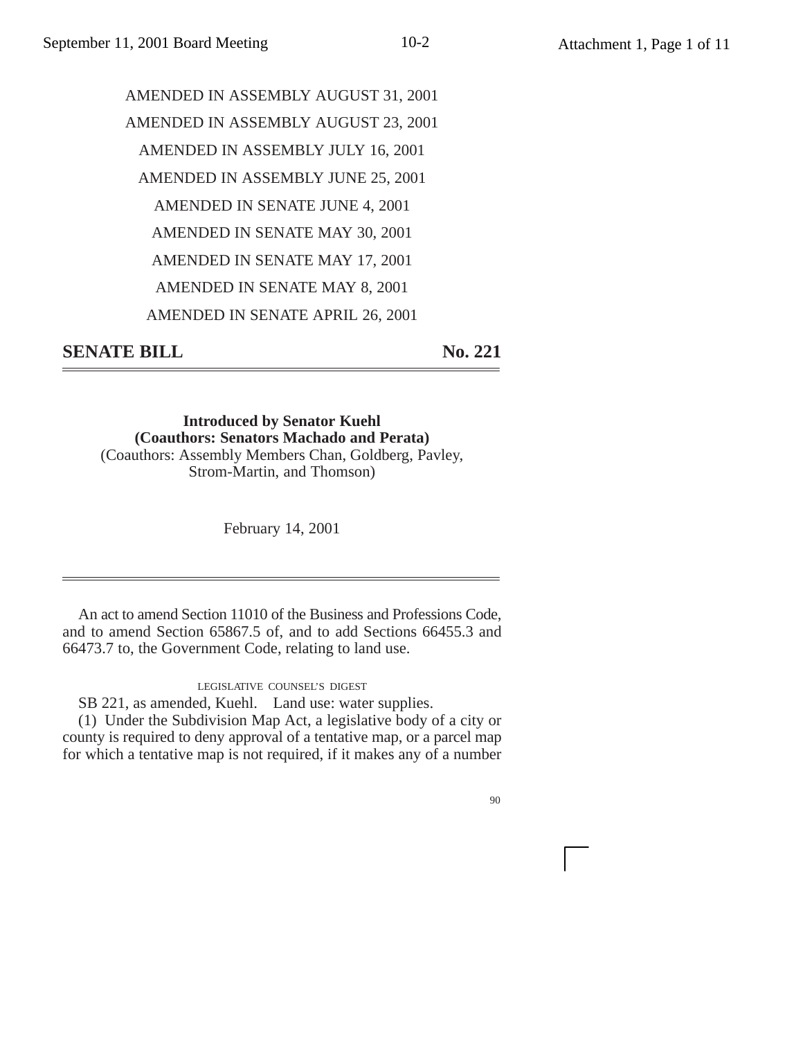AMENDED IN ASSEMBLY AUGUST 31, 2001

AMENDED IN ASSEMBLY AUGUST 23, 2001

AMENDED IN ASSEMBLY JULY 16, 2001

AMENDED IN ASSEMBLY JUNE 25, 2001

AMENDED IN SENATE JUNE 4, 2001

AMENDED IN SENATE MAY 30, 2001

AMENDED IN SENATE MAY 17, 2001

AMENDED IN SENATE MAY 8, 2001

AMENDED IN SENATE APRIL 26, 2001

# SENATE BILL No. 221

**Introduced by Senator Kuehl**
**(Coauthors: Senators Machado and Perata)**
(Coauthors: Assembly Members Chan, Goldberg, Pavley, Strom-Martin, and Thomson)

February 14, 2001

An act to amend Section 11010 of the Business and Professions Code, and to amend Section 65867.5 of, and to add Sections 66455.3 and 66473.7 to, the Government Code, relating to land use.

LEGISLATIVE COUNSEL'S DIGEST

SB 221, as amended, Kuehl. Land use: water supplies.

(1) Under the Subdivision Map Act, a legislative body of a city or county is required to deny approval of a tentative map, or a parcel map for which a tentative map is not required, if it makes any of a number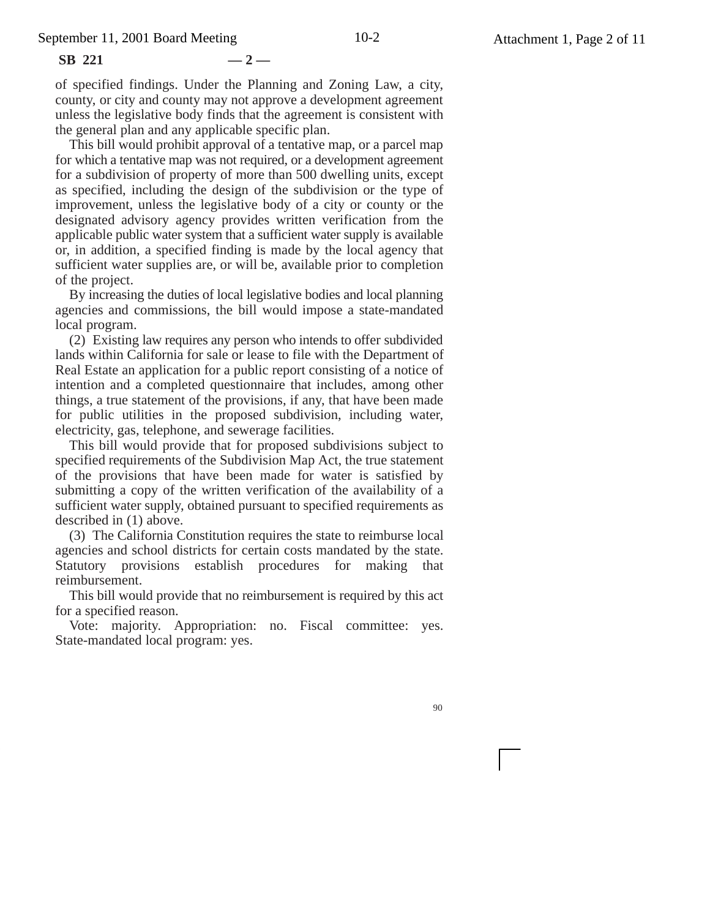of specified findings. Under the Planning and Zoning Law, a city, county, or city and county may not approve a development agreement unless the legislative body finds that the agreement is consistent with the general plan and any applicable specific plan.

This bill would prohibit approval of a tentative map, or a parcel map for which a tentative map was not required, or a development agreement for a subdivision of property of more than 500 dwelling units, except as specified, including the design of the subdivision or the type of improvement, unless the legislative body of a city or county or the designated advisory agency provides written verification from the applicable public water system that a sufficient water supply is available or, in addition, a specified finding is made by the local agency that sufficient water supplies are, or will be, available prior to completion of the project.

By increasing the duties of local legislative bodies and local planning agencies and commissions, the bill would impose a state-mandated local program.

(2) Existing law requires any person who intends to offer subdivided lands within California for sale or lease to file with the Department of Real Estate an application for a public report consisting of a notice of intention and a completed questionnaire that includes, among other things, a true statement of the provisions, if any, that have been made for public utilities in the proposed subdivision, including water, electricity, gas, telephone, and sewerage facilities.

This bill would provide that for proposed subdivisions subject to specified requirements of the Subdivision Map Act, the true statement of the provisions that have been made for water is satisfied by submitting a copy of the written verification of the availability of a sufficient water supply, obtained pursuant to specified requirements as described in (1) above.

(3) The California Constitution requires the state to reimburse local agencies and school districts for certain costs mandated by the state. Statutory provisions establish procedures for making that reimbursement.

This bill would provide that no reimbursement is required by this act for a specified reason.

Vote: majority. Appropriation: no. Fiscal committee: yes. State-mandated local program: yes.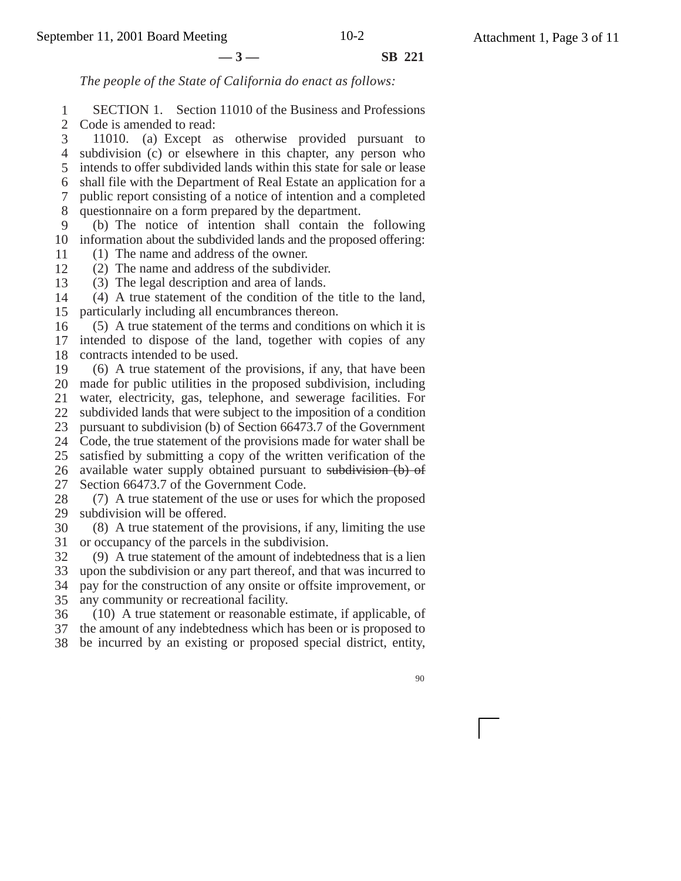*The people of the State of California do enact as follows:*

SECTION 1. Section 11010 of the Business and Professions Code is amended to read:

11010. (a) Except as otherwise provided pursuant to subdivision (c) or elsewhere in this chapter, any person who intends to offer subdivided lands within this state for sale or lease shall file with the Department of Real Estate an application for a public report consisting of a notice of intention and a completed questionnaire on a form prepared by the department.

(b) The notice of intention shall contain the following information about the subdivided lands and the proposed offering:

(1) The name and address of the owner.

(2) The name and address of the subdivider.

(3) The legal description and area of lands.

(4) A true statement of the condition of the title to the land, particularly including all encumbrances thereon.

(5) A true statement of the terms and conditions on which it is intended to dispose of the land, together with copies of any contracts intended to be used.

(6) A true statement of the provisions, if any, that have been made for public utilities in the proposed subdivision, including water, electricity, gas, telephone, and sewerage facilities. For subdivided lands that were subject to the imposition of a condition pursuant to subdivision (b) of Section 66473.7 of the Government Code, the true statement of the provisions made for water shall be satisfied by submitting a copy of the written verification of the available water supply obtained pursuant to ~~subdivision (b) of~~ Section 66473.7 of the Government Code.

(7) A true statement of the use or uses for which the proposed subdivision will be offered.

(8) A true statement of the provisions, if any, limiting the use or occupancy of the parcels in the subdivision.

(9) A true statement of the amount of indebtedness that is a lien upon the subdivision or any part thereof, and that was incurred to pay for the construction of any onsite or offsite improvement, or any community or recreational facility.

(10) A true statement or reasonable estimate, if applicable, of the amount of any indebtedness which has been or is proposed to be incurred by an existing or proposed special district, entity,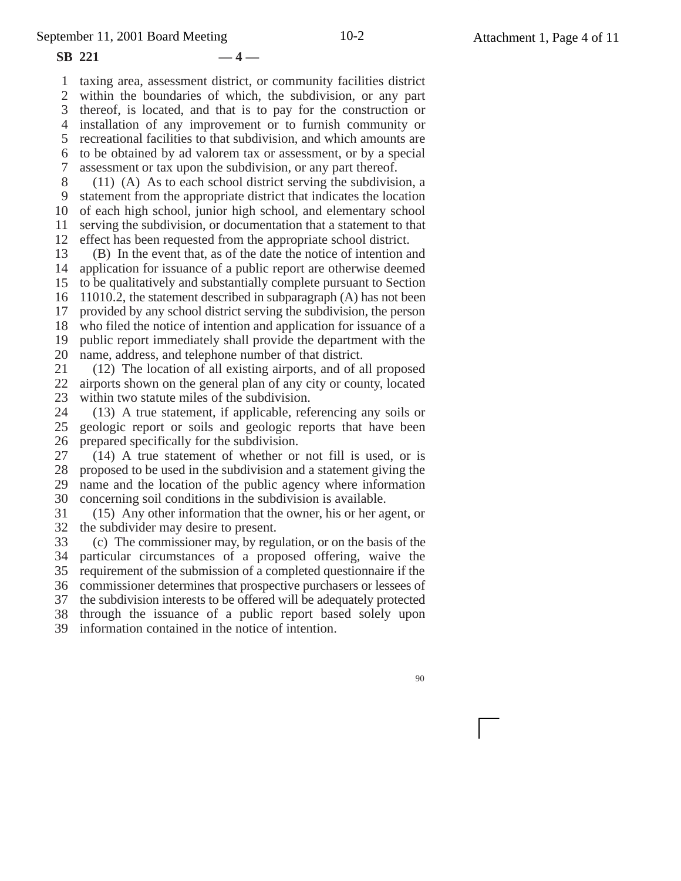taxing area, assessment district, or community facilities district within the boundaries of which, the subdivision, or any part thereof, is located, and that is to pay for the construction or installation of any improvement or to furnish community or recreational facilities to that subdivision, and which amounts are to be obtained by ad valorem tax or assessment, or by a special assessment or tax upon the subdivision, or any part thereof.

(11) (A) As to each school district serving the subdivision, a statement from the appropriate district that indicates the location of each high school, junior high school, and elementary school serving the subdivision, or documentation that a statement to that effect has been requested from the appropriate school district.

(B) In the event that, as of the date the notice of intention and application for issuance of a public report are otherwise deemed to be qualitatively and substantially complete pursuant to Section 11010.2, the statement described in subparagraph (A) has not been provided by any school district serving the subdivision, the person who filed the notice of intention and application for issuance of a public report immediately shall provide the department with the name, address, and telephone number of that district.

(12) The location of all existing airports, and of all proposed airports shown on the general plan of any city or county, located within two statute miles of the subdivision.

(13) A true statement, if applicable, referencing any soils or geologic report or soils and geologic reports that have been prepared specifically for the subdivision.

(14) A true statement of whether or not fill is used, or is proposed to be used in the subdivision and a statement giving the name and the location of the public agency where information concerning soil conditions in the subdivision is available.

(15) Any other information that the owner, his or her agent, or the subdivider may desire to present.

(c) The commissioner may, by regulation, or on the basis of the particular circumstances of a proposed offering, waive the requirement of the submission of a completed questionnaire if the commissioner determines that prospective purchasers or lessees of the subdivision interests to be offered will be adequately protected through the issuance of a public report based solely upon information contained in the notice of intention.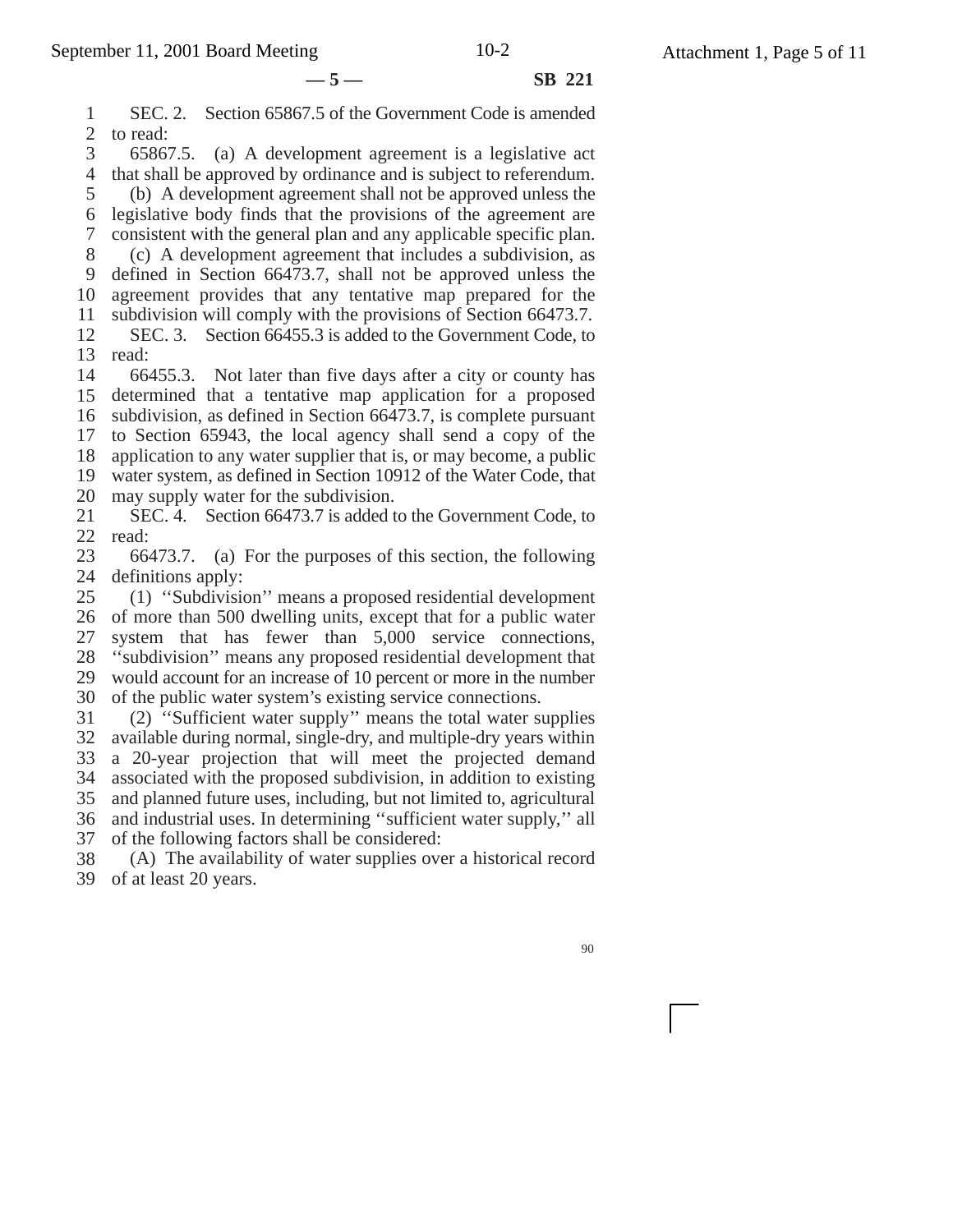SEC. 2. Section 65867.5 of the Government Code is amended to read:

65867.5. (a) A development agreement is a legislative act that shall be approved by ordinance and is subject to referendum.

(b) A development agreement shall not be approved unless the legislative body finds that the provisions of the agreement are consistent with the general plan and any applicable specific plan.

(c) A development agreement that includes a subdivision, as defined in Section 66473.7, shall not be approved unless the agreement provides that any tentative map prepared for the subdivision will comply with the provisions of Section 66473.7.

SEC. 3. Section 66455.3 is added to the Government Code, to read:

66455.3. Not later than five days after a city or county has determined that a tentative map application for a proposed subdivision, as defined in Section 66473.7, is complete pursuant to Section 65943, the local agency shall send a copy of the application to any water supplier that is, or may become, a public water system, as defined in Section 10912 of the Water Code, that may supply water for the subdivision.

SEC. 4. Section 66473.7 is added to the Government Code, to read:

66473.7. (a) For the purposes of this section, the following definitions apply:

(1) ''Subdivision'' means a proposed residential development of more than 500 dwelling units, except that for a public water system that has fewer than 5,000 service connections, ''subdivision'' means any proposed residential development that would account for an increase of 10 percent or more in the number of the public water system's existing service connections.

(2) ''Sufficient water supply'' means the total water supplies available during normal, single-dry, and multiple-dry years within a 20-year projection that will meet the projected demand associated with the proposed subdivision, in addition to existing and planned future uses, including, but not limited to, agricultural and industrial uses. In determining ''sufficient water supply,'' all of the following factors shall be considered:

(A) The availability of water supplies over a historical record of at least 20 years.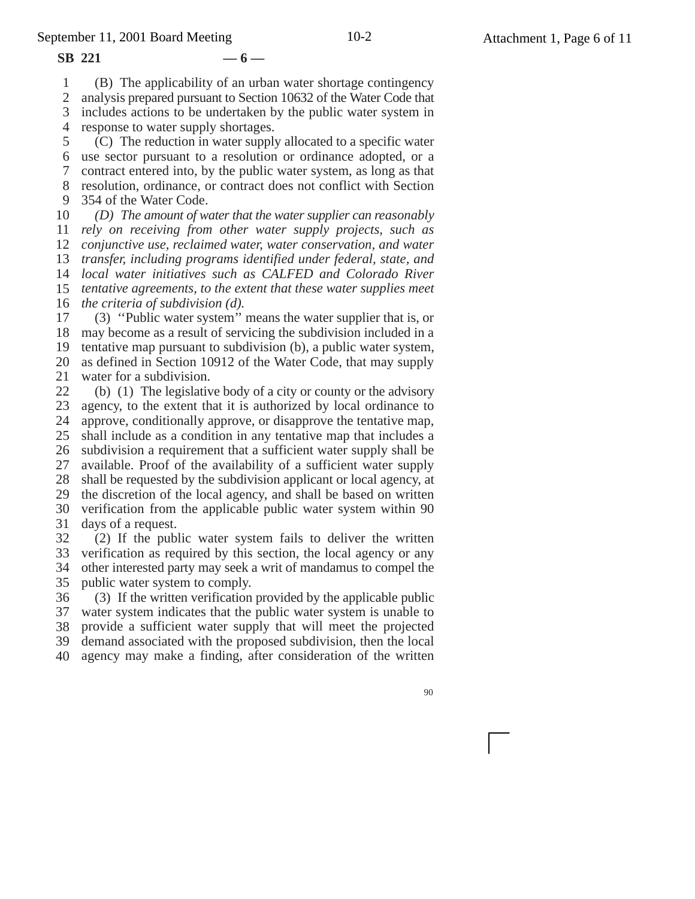(B) The applicability of an urban water shortage contingency analysis prepared pursuant to Section 10632 of the Water Code that includes actions to be undertaken by the public water system in response to water supply shortages.

(C) The reduction in water supply allocated to a specific water use sector pursuant to a resolution or ordinance adopted, or a contract entered into, by the public water system, as long as that resolution, ordinance, or contract does not conflict with Section 354 of the Water Code.

*(D) The amount of water that the water supplier can reasonably rely on receiving from other water supply projects, such as conjunctive use, reclaimed water, water conservation, and water transfer, including programs identified under federal, state, and local water initiatives such as CALFED and Colorado River tentative agreements, to the extent that these water supplies meet the criteria of subdivision (d).*

(3) ''Public water system'' means the water supplier that is, or may become as a result of servicing the subdivision included in a tentative map pursuant to subdivision (b), a public water system, as defined in Section 10912 of the Water Code, that may supply water for a subdivision.

(b) (1) The legislative body of a city or county or the advisory agency, to the extent that it is authorized by local ordinance to approve, conditionally approve, or disapprove the tentative map, shall include as a condition in any tentative map that includes a subdivision a requirement that a sufficient water supply shall be available. Proof of the availability of a sufficient water supply shall be requested by the subdivision applicant or local agency, at the discretion of the local agency, and shall be based on written verification from the applicable public water system within 90 days of a request.

(2) If the public water system fails to deliver the written verification as required by this section, the local agency or any other interested party may seek a writ of mandamus to compel the public water system to comply.

(3) If the written verification provided by the applicable public water system indicates that the public water system is unable to provide a sufficient water supply that will meet the projected demand associated with the proposed subdivision, then the local agency may make a finding, after consideration of the written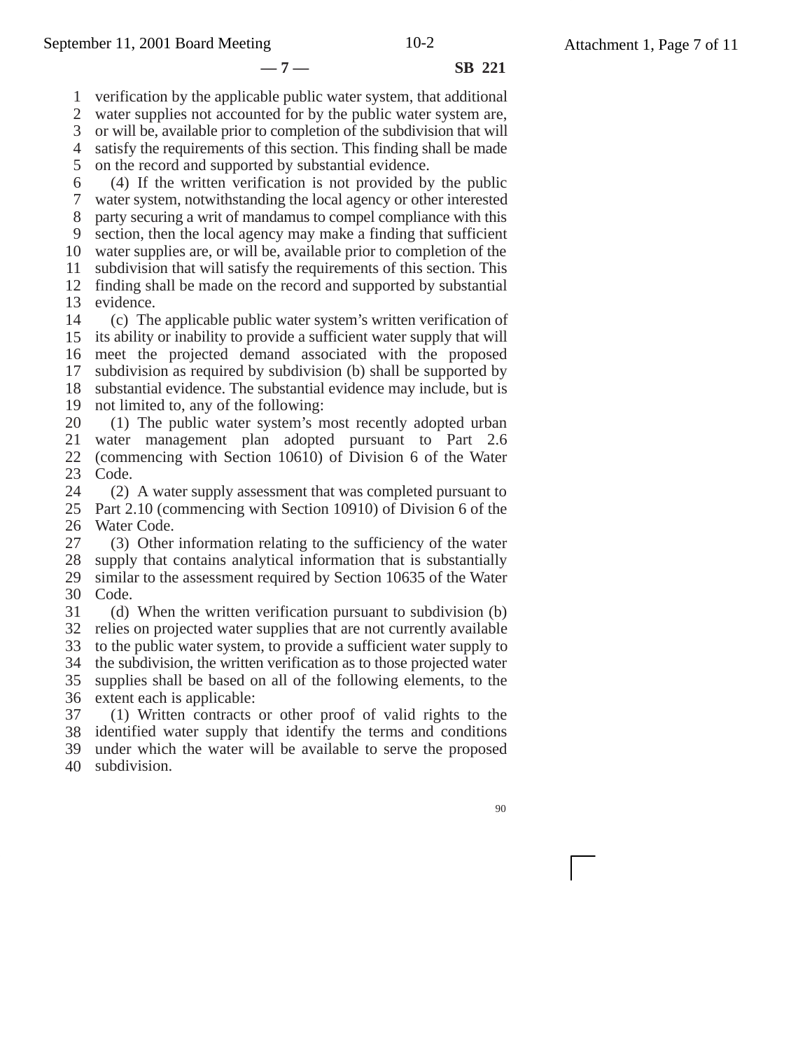verification by the applicable public water system, that additional water supplies not accounted for by the public water system are, or will be, available prior to completion of the subdivision that will satisfy the requirements of this section. This finding shall be made on the record and supported by substantial evidence.

(4) If the written verification is not provided by the public water system, notwithstanding the local agency or other interested party securing a writ of mandamus to compel compliance with this section, then the local agency may make a finding that sufficient water supplies are, or will be, available prior to completion of the subdivision that will satisfy the requirements of this section. This finding shall be made on the record and supported by substantial evidence.

(c) The applicable public water system's written verification of its ability or inability to provide a sufficient water supply that will meet the projected demand associated with the proposed subdivision as required by subdivision (b) shall be supported by substantial evidence. The substantial evidence may include, but is not limited to, any of the following:

(1) The public water system's most recently adopted urban water management plan adopted pursuant to Part 2.6 (commencing with Section 10610) of Division 6 of the Water Code.

(2) A water supply assessment that was completed pursuant to Part 2.10 (commencing with Section 10910) of Division 6 of the Water Code.

(3) Other information relating to the sufficiency of the water supply that contains analytical information that is substantially similar to the assessment required by Section 10635 of the Water Code.

(d) When the written verification pursuant to subdivision (b) relies on projected water supplies that are not currently available to the public water system, to provide a sufficient water supply to the subdivision, the written verification as to those projected water supplies shall be based on all of the following elements, to the extent each is applicable:

(1) Written contracts or other proof of valid rights to the identified water supply that identify the terms and conditions under which the water will be available to serve the proposed subdivision.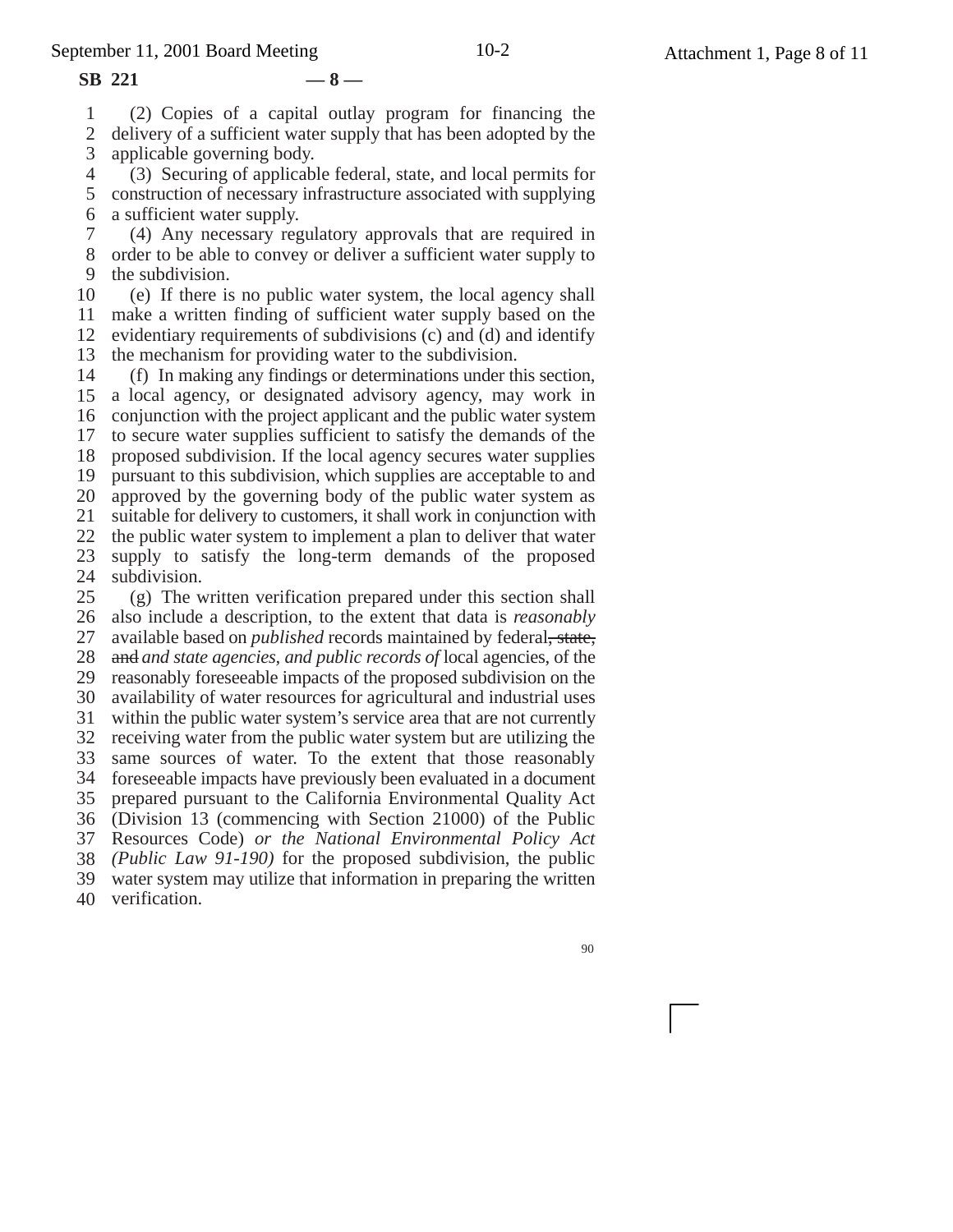(2) Copies of a capital outlay program for financing the delivery of a sufficient water supply that has been adopted by the applicable governing body.

(3) Securing of applicable federal, state, and local permits for construction of necessary infrastructure associated with supplying a sufficient water supply.

(4) Any necessary regulatory approvals that are required in order to be able to convey or deliver a sufficient water supply to the subdivision.

(e) If there is no public water system, the local agency shall make a written finding of sufficient water supply based on the evidentiary requirements of subdivisions (c) and (d) and identify the mechanism for providing water to the subdivision.

(f) In making any findings or determinations under this section, a local agency, or designated advisory agency, may work in conjunction with the project applicant and the public water system to secure water supplies sufficient to satisfy the demands of the proposed subdivision. If the local agency secures water supplies pursuant to this subdivision, which supplies are acceptable to and approved by the governing body of the public water system as suitable for delivery to customers, it shall work in conjunction with the public water system to implement a plan to deliver that water supply to satisfy the long-term demands of the proposed subdivision.

(g) The written verification prepared under this section shall also include a description, to the extent that data is *reasonably* available based on *published* records maintained by federal~~, state, and~~ *and state agencies, and public records of* local agencies, of the reasonably foreseeable impacts of the proposed subdivision on the availability of water resources for agricultural and industrial uses within the public water system's service area that are not currently receiving water from the public water system but are utilizing the same sources of water. To the extent that those reasonably foreseeable impacts have previously been evaluated in a document prepared pursuant to the California Environmental Quality Act (Division 13 (commencing with Section 21000) of the Public Resources Code) *or the National Environmental Policy Act (Public Law 91-190)* for the proposed subdivision, the public water system may utilize that information in preparing the written verification.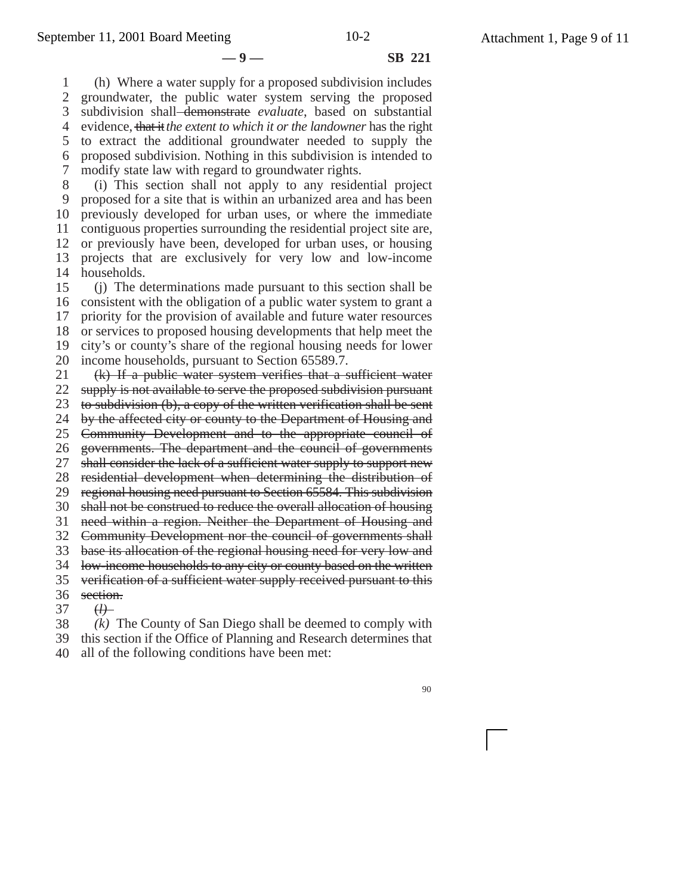(h) Where a water supply for a proposed subdivision includes groundwater, the public water system serving the proposed subdivision shall ~~demonstrate~~ *evaluate*, based on substantial evidence, ~~that it~~ *the extent to which it or the landowner* has the right to extract the additional groundwater needed to supply the proposed subdivision. Nothing in this subdivision is intended to modify state law with regard to groundwater rights.

(i) This section shall not apply to any residential project proposed for a site that is within an urbanized area and has been previously developed for urban uses, or where the immediate contiguous properties surrounding the residential project site are, or previously have been, developed for urban uses, or housing projects that are exclusively for very low and low-income households.

(j) The determinations made pursuant to this section shall be consistent with the obligation of a public water system to grant a priority for the provision of available and future water resources or services to proposed housing developments that help meet the city's or county's share of the regional housing needs for lower income households, pursuant to Section 65589.7.

~~(k) If a public water system verifies that a sufficient water supply is not available to serve the proposed subdivision pursuant to subdivision (b), a copy of the written verification shall be sent by the affected city or county to the Department of Housing and Community Development and to the appropriate council of governments. The department and the council of governments shall consider the lack of a sufficient water supply to support new residential development when determining the distribution of regional housing need pursuant to Section 65584. This subdivision shall not be construed to reduce the overall allocation of housing need within a region. Neither the Department of Housing and Community Development nor the council of governments shall base its allocation of the regional housing need for very low and low-income households to any city or county based on the written verification of a sufficient water supply received pursuant to this section.~~

~~*(l)*~~

*(k)* The County of San Diego shall be deemed to comply with this section if the Office of Planning and Research determines that all of the following conditions have been met: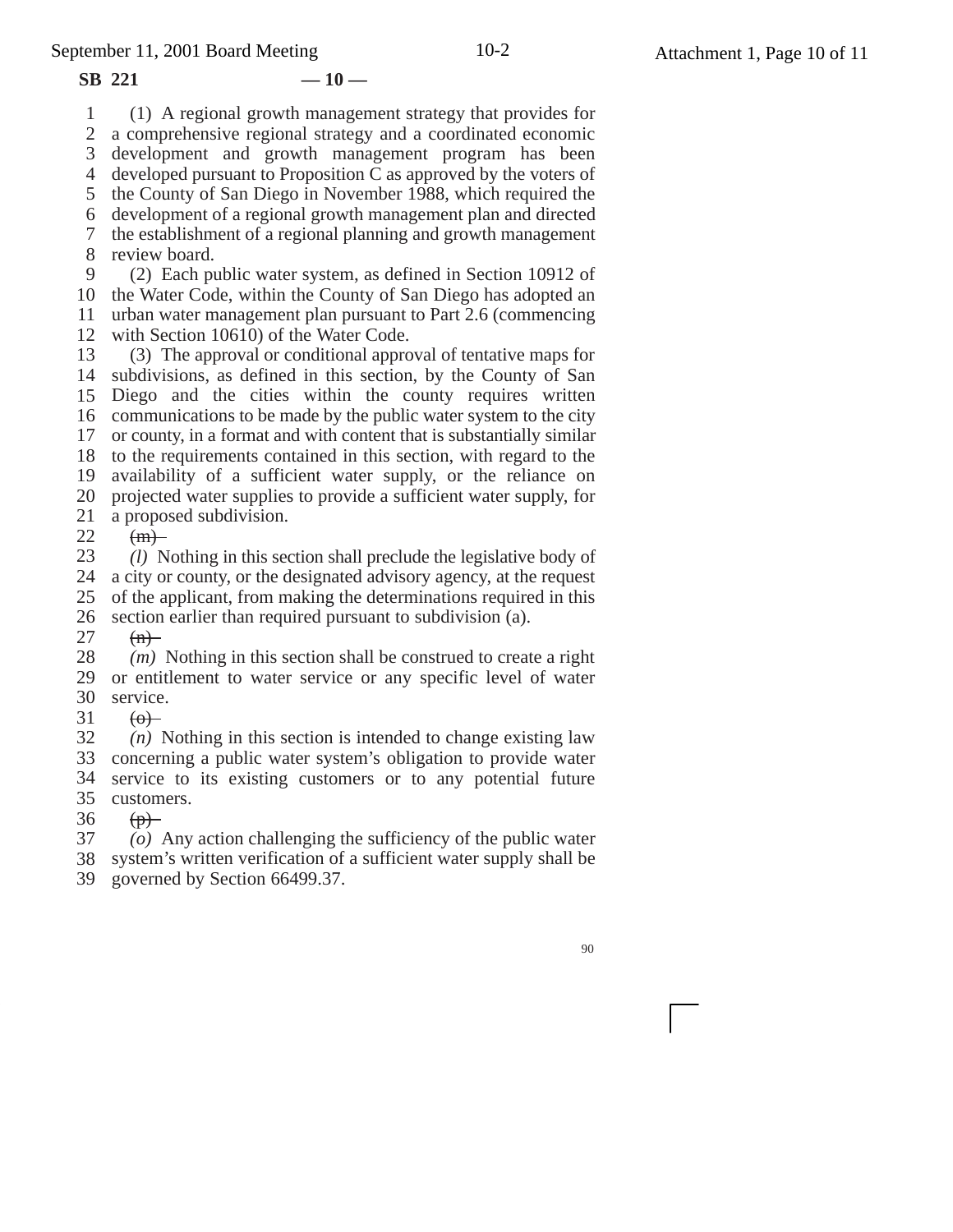(1) A regional growth management strategy that provides for a comprehensive regional strategy and a coordinated economic development and growth management program has been developed pursuant to Proposition C as approved by the voters of the County of San Diego in November 1988, which required the development of a regional growth management plan and directed the establishment of a regional planning and growth management review board.

(2) Each public water system, as defined in Section 10912 of the Water Code, within the County of San Diego has adopted an urban water management plan pursuant to Part 2.6 (commencing with Section 10610) of the Water Code.

(3) The approval or conditional approval of tentative maps for subdivisions, as defined in this section, by the County of San Diego and the cities within the county requires written communications to be made by the public water system to the city or county, in a format and with content that is substantially similar to the requirements contained in this section, with regard to the availability of a sufficient water supply, or the reliance on projected water supplies to provide a sufficient water supply, for a proposed subdivision.

~~(m)~~

*(l)* Nothing in this section shall preclude the legislative body of a city or county, or the designated advisory agency, at the request of the applicant, from making the determinations required in this section earlier than required pursuant to subdivision (a).

~~(n)~~

*(m)* Nothing in this section shall be construed to create a right or entitlement to water service or any specific level of water service.

~~(o)~~

*(n)* Nothing in this section is intended to change existing law concerning a public water system's obligation to provide water service to its existing customers or to any potential future customers.

~~(p)~~

*(o)* Any action challenging the sufficiency of the public water system's written verification of a sufficient water supply shall be governed by Section 66499.37.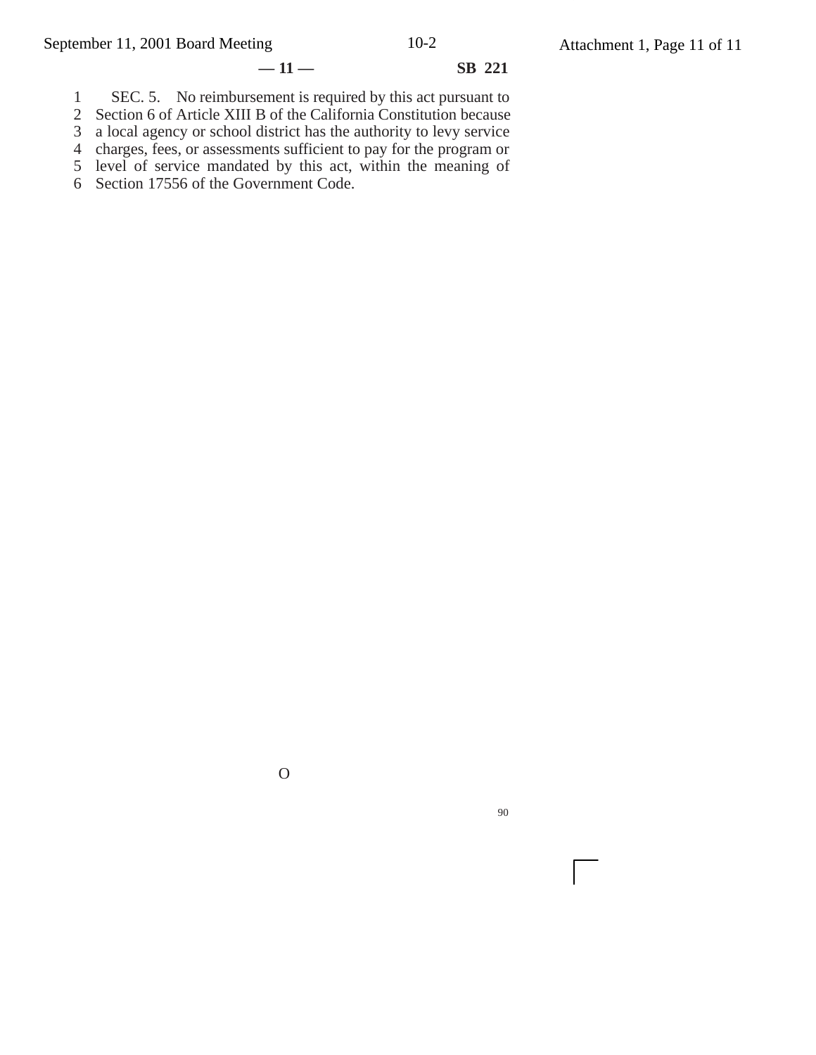SEC. 5. No reimbursement is required by this act pursuant to Section 6 of Article XIII B of the California Constitution because a local agency or school district has the authority to levy service charges, fees, or assessments sufficient to pay for the program or level of service mandated by this act, within the meaning of Section 17556 of the Government Code.

O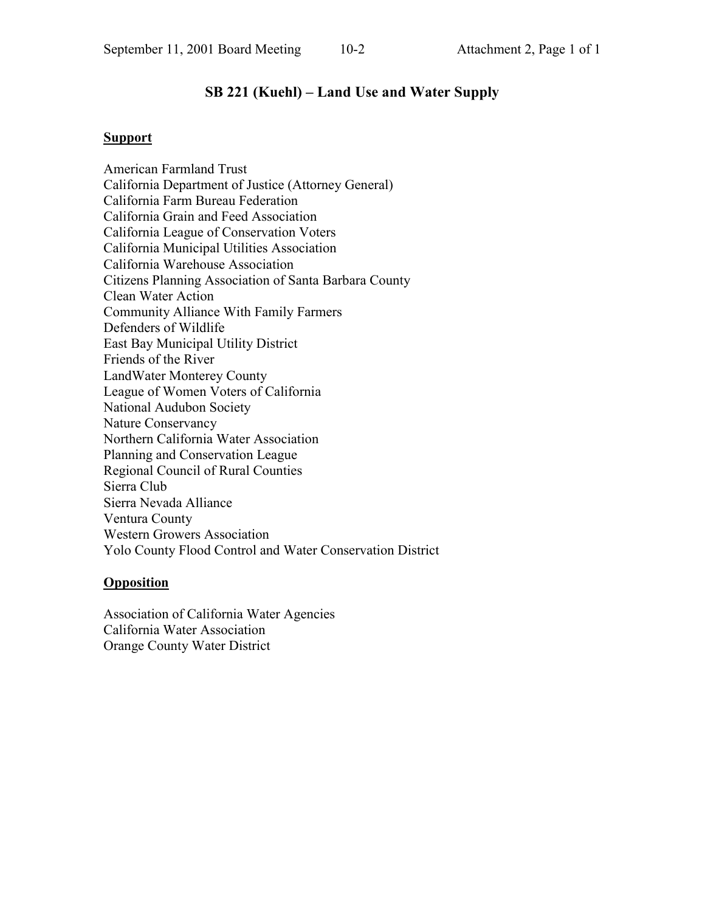# SB 221 (Kuehl) – Land Use and Water Supply

**Support**

American Farmland Trust
California Department of Justice (Attorney General)
California Farm Bureau Federation
California Grain and Feed Association
California League of Conservation Voters
California Municipal Utilities Association
California Warehouse Association
Citizens Planning Association of Santa Barbara County
Clean Water Action
Community Alliance With Family Farmers
Defenders of Wildlife
East Bay Municipal Utility District
Friends of the River
LandWater Monterey County
League of Women Voters of California
National Audubon Society
Nature Conservancy
Northern California Water Association
Planning and Conservation League
Regional Council of Rural Counties
Sierra Club
Sierra Nevada Alliance
Ventura County
Western Growers Association
Yolo County Flood Control and Water Conservation District

**Opposition**

Association of California Water Agencies
California Water Association
Orange County Water District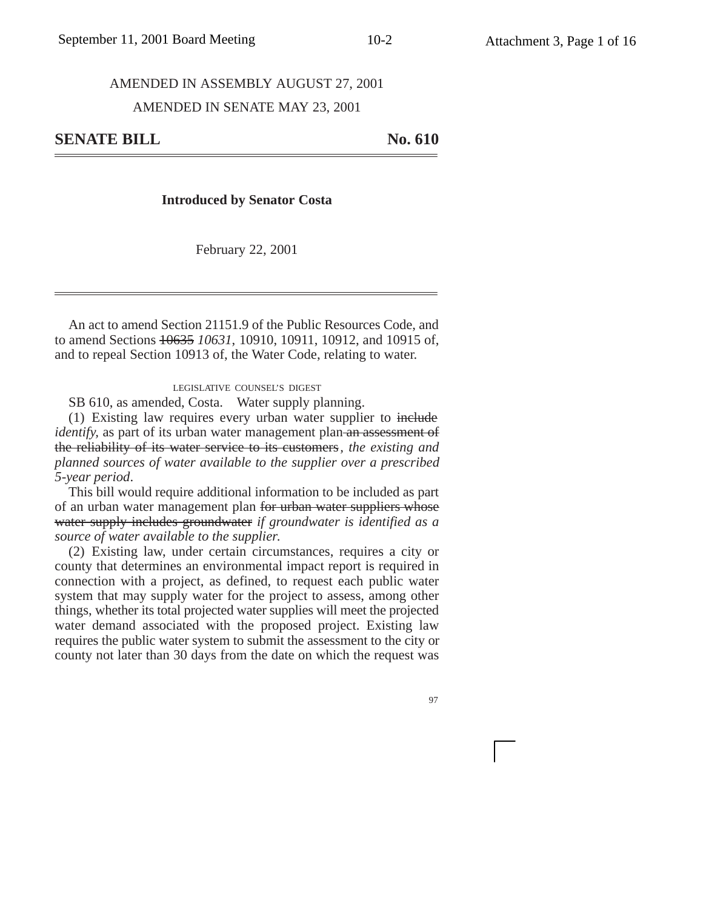AMENDED IN ASSEMBLY AUGUST 27, 2001

AMENDED IN SENATE MAY 23, 2001

# SENATE BILL No. 610

**Introduced by Senator Costa**

February 22, 2001

---

An act to amend Section 21151.9 of the Public Resources Code, and to amend Sections ~~10635~~ *10631*, 10910, 10911, 10912, and 10915 of, and to repeal Section 10913 of, the Water Code, relating to water.

LEGISLATIVE COUNSEL'S DIGEST

SB 610, as amended, Costa. Water supply planning.

(1) Existing law requires every urban water supplier to ~~include~~ *identify*, as part of its urban water management plan ~~an assessment of the reliability of its water service to its customers~~*, the existing and planned sources of water available to the supplier over a prescribed 5-year period*.

This bill would require additional information to be included as part of an urban water management plan ~~for urban water suppliers whose water supply includes groundwater~~ *if groundwater is identified as a source of water available to the supplier.*

(2) Existing law, under certain circumstances, requires a city or county that determines an environmental impact report is required in connection with a project, as defined, to request each public water system that may supply water for the project to assess, among other things, whether its total projected water supplies will meet the projected water demand associated with the proposed project. Existing law requires the public water system to submit the assessment to the city or county not later than 30 days from the date on which the request was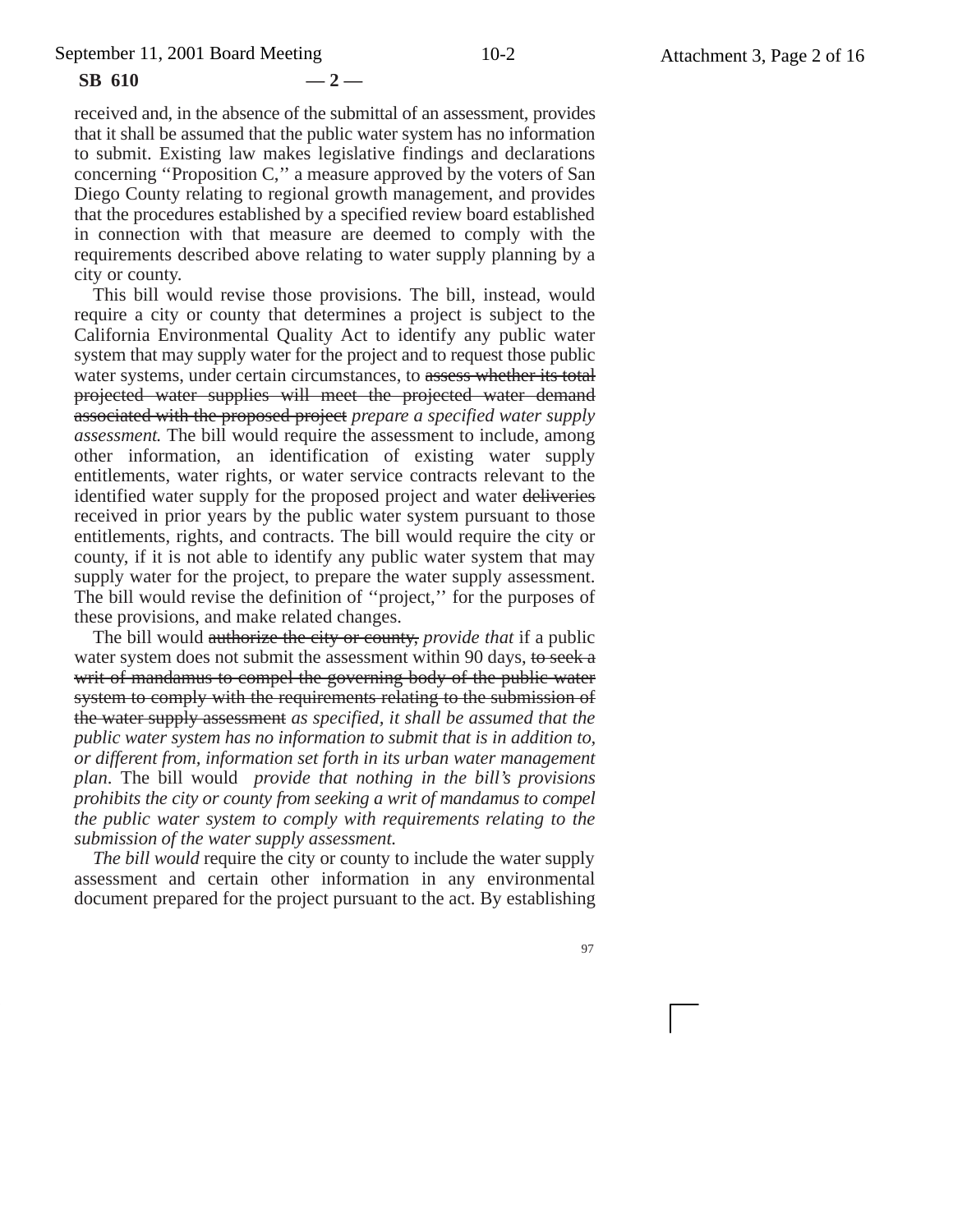received and, in the absence of the submittal of an assessment, provides that it shall be assumed that the public water system has no information to submit. Existing law makes legislative findings and declarations concerning ''Proposition C,'' a measure approved by the voters of San Diego County relating to regional growth management, and provides that the procedures established by a specified review board established in connection with that measure are deemed to comply with the requirements described above relating to water supply planning by a city or county.

This bill would revise those provisions. The bill, instead, would require a city or county that determines a project is subject to the California Environmental Quality Act to identify any public water system that may supply water for the project and to request those public water systems, under certain circumstances, to ~~assess whether its total projected water supplies will meet the projected water demand associated with the proposed project~~ *prepare a specified water supply assessment*. The bill would require the assessment to include, among other information, an identification of existing water supply entitlements, water rights, or water service contracts relevant to the identified water supply for the proposed project and water ~~deliveries~~ received in prior years by the public water system pursuant to those entitlements, rights, and contracts. The bill would require the city or county, if it is not able to identify any public water system that may supply water for the project, to prepare the water supply assessment. The bill would revise the definition of ''project,'' for the purposes of these provisions, and make related changes.

The bill would ~~authorize the city or county,~~ *provide that* if a public water system does not submit the assessment within 90 days, ~~to seek a writ of mandamus to compel the governing body of the public water system to comply with the requirements relating to the submission of the water supply assessment~~ *as specified, it shall be assumed that the public water system has no information to submit that is in addition to, or different from, information set forth in its urban water management plan*. The bill would *provide that nothing in the bill's provisions prohibits the city or county from seeking a writ of mandamus to compel the public water system to comply with requirements relating to the submission of the water supply assessment.*

*The bill would* require the city or county to include the water supply assessment and certain other information in any environmental document prepared for the project pursuant to the act. By establishing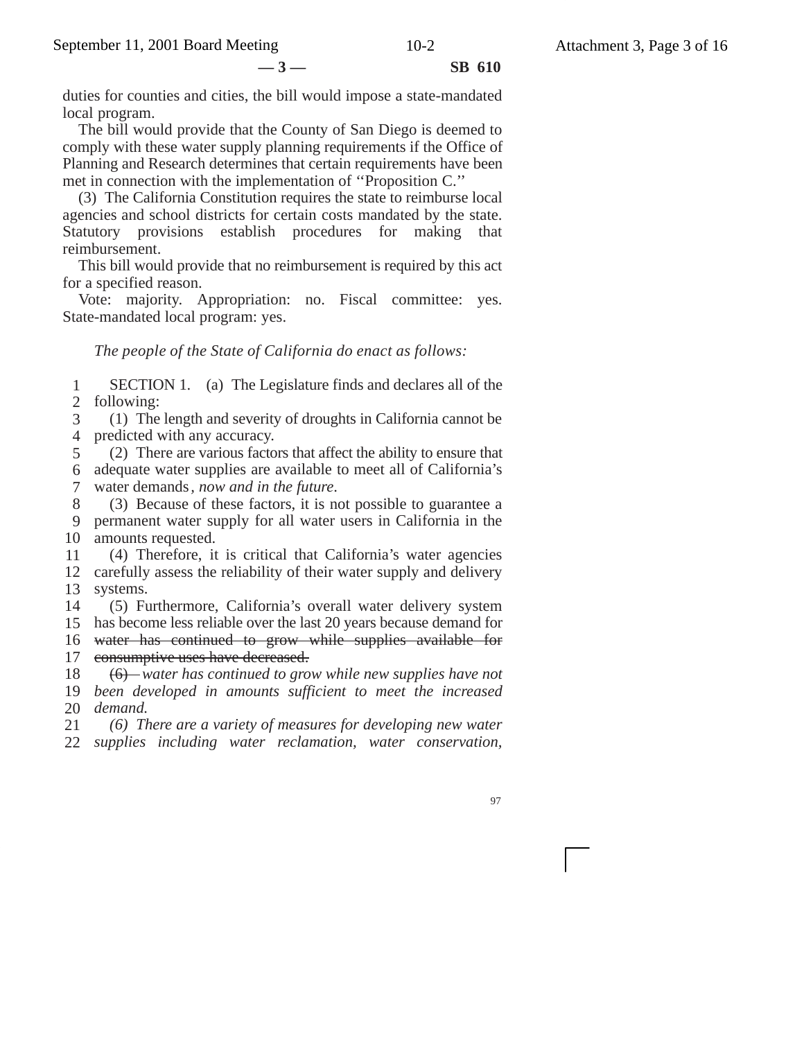duties for counties and cities, the bill would impose a state-mandated local program.

The bill would provide that the County of San Diego is deemed to comply with these water supply planning requirements if the Office of Planning and Research determines that certain requirements have been met in connection with the implementation of ''Proposition C.''

(3) The California Constitution requires the state to reimburse local agencies and school districts for certain costs mandated by the state. Statutory provisions establish procedures for making that reimbursement.

This bill would provide that no reimbursement is required by this act for a specified reason.

Vote: majority. Appropriation: no. Fiscal committee: yes. State-mandated local program: yes.

*The people of the State of California do enact as follows:*

1 SECTION 1. (a) The Legislature finds and declares all of the
2 following:
3 (1) The length and severity of droughts in California cannot be
4 predicted with any accuracy.
5 (2) There are various factors that affect the ability to ensure that
6 adequate water supplies are available to meet all of California's
7 water demands*, now and in the future*.
8 (3) Because of these factors, it is not possible to guarantee a
9 permanent water supply for all water users in California in the
10 amounts requested.
11 (4) Therefore, it is critical that California's water agencies
12 carefully assess the reliability of their water supply and delivery
13 systems.
14 (5) Furthermore, California's overall water delivery system
15 has become less reliable over the last 20 years because demand for
16 ~~water has continued to grow while supplies available for~~
17 ~~consumptive uses have decreased.~~
18 ~~(6)~~ *water has continued to grow while new supplies have not*
19 *been developed in amounts sufficient to meet the increased*
20 *demand.*
21 *(6) There are a variety of measures for developing new water*
22 *supplies including water reclamation, water conservation,*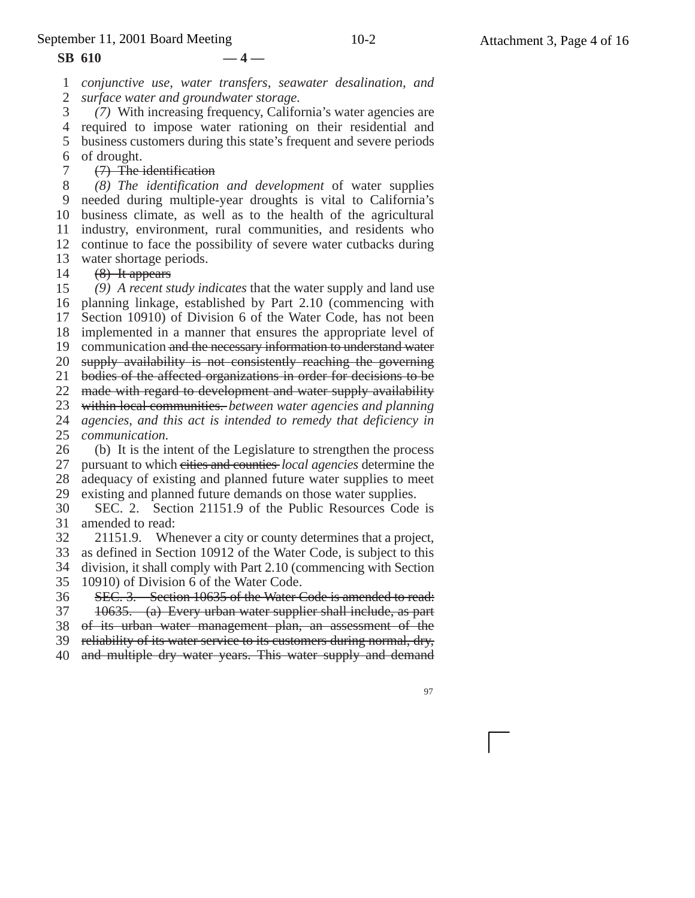*conjunctive use, water transfers, seawater desalination, and surface water and groundwater storage.*

*(7)* With increasing frequency, California's water agencies are required to impose water rationing on their residential and business customers during this state's frequent and severe periods of drought.

~~(7) The identification~~

*(8) The identification and development* of water supplies needed during multiple-year droughts is vital to California's business climate, as well as to the health of the agricultural industry, environment, rural communities, and residents who continue to face the possibility of severe water cutbacks during water shortage periods.

~~(8) It appears~~

*(9) A recent study indicates* that the water supply and land use planning linkage, established by Part 2.10 (commencing with Section 10910) of Division 6 of the Water Code, has not been implemented in a manner that ensures the appropriate level of communication ~~and the necessary information to understand water supply availability is not consistently reaching the governing bodies of the affected organizations in order for decisions to be made with regard to development and water supply availability within local communities.~~ *between water agencies and planning agencies, and this act is intended to remedy that deficiency in communication.*

(b) It is the intent of the Legislature to strengthen the process pursuant to which ~~cities and counties~~ *local agencies* determine the adequacy of existing and planned future water supplies to meet existing and planned future demands on those water supplies.

SEC. 2. Section 21151.9 of the Public Resources Code is amended to read:

21151.9. Whenever a city or county determines that a project, as defined in Section 10912 of the Water Code, is subject to this division, it shall comply with Part 2.10 (commencing with Section 10910) of Division 6 of the Water Code.

~~SEC. 3. Section 10635 of the Water Code is amended to read:~~

~~10635. (a) Every urban water supplier shall include, as part of its urban water management plan, an assessment of the reliability of its water service to its customers during normal, dry, and multiple dry water years. This water supply and demand~~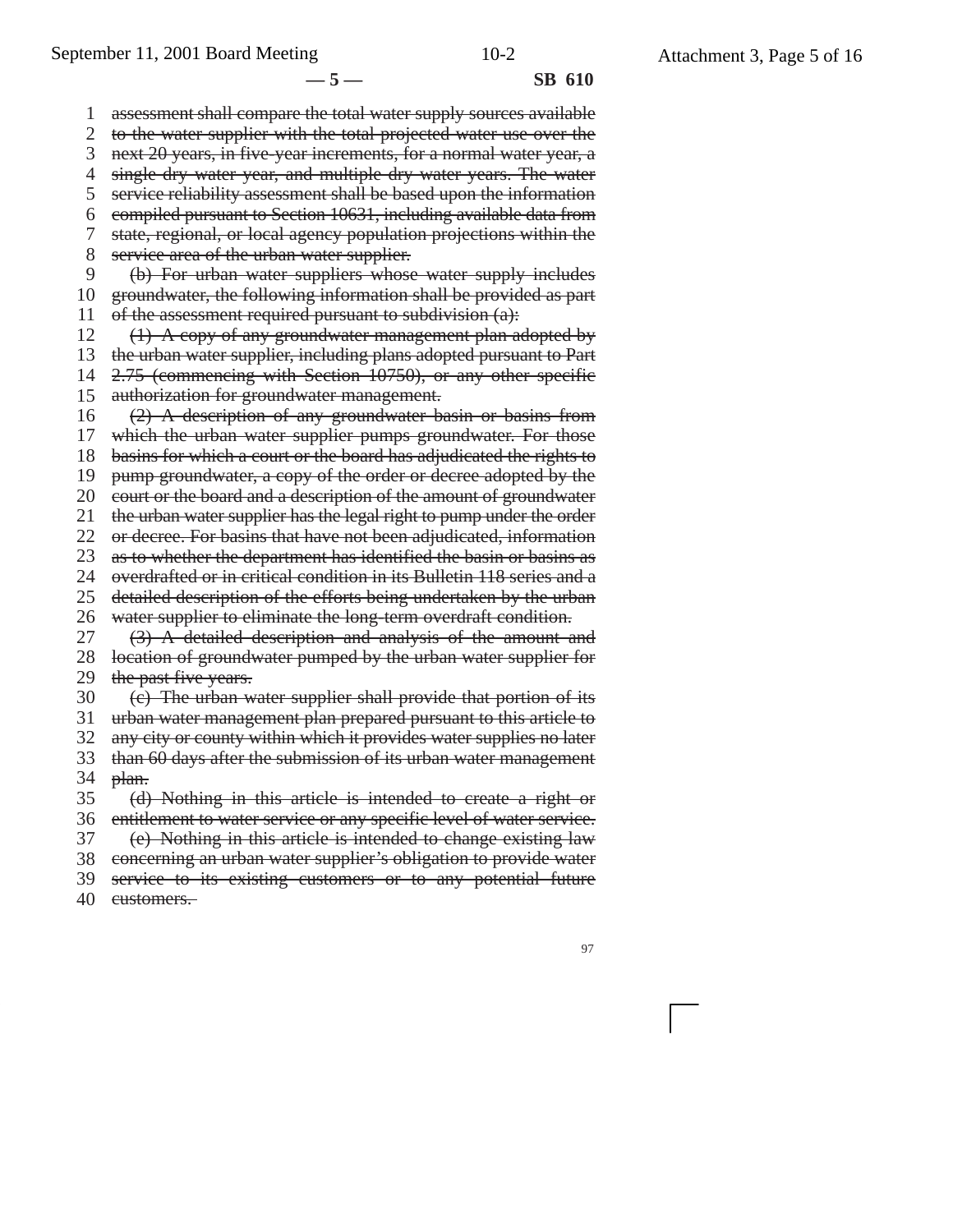~~assessment shall compare the total water supply sources available to the water supplier with the total projected water use over the next 20 years, in five-year increments, for a normal water year, a single dry water year, and multiple dry water years. The water service reliability assessment shall be based upon the information compiled pursuant to Section 10631, including available data from state, regional, or local agency population projections within the service area of the urban water supplier.~~

~~(b) For urban water suppliers whose water supply includes groundwater, the following information shall be provided as part of the assessment required pursuant to subdivision (a):~~

~~(1) A copy of any groundwater management plan adopted by the urban water supplier, including plans adopted pursuant to Part 2.75 (commencing with Section 10750), or any other specific authorization for groundwater management.~~

~~(2) A description of any groundwater basin or basins from which the urban water supplier pumps groundwater. For those basins for which a court or the board has adjudicated the rights to pump groundwater, a copy of the order or decree adopted by the court or the board and a description of the amount of groundwater the urban water supplier has the legal right to pump under the order or decree. For basins that have not been adjudicated, information as to whether the department has identified the basin or basins as overdrafted or in critical condition in its Bulletin 118 series and a detailed description of the efforts being undertaken by the urban water supplier to eliminate the long-term overdraft condition.~~

~~(3) A detailed description and analysis of the amount and location of groundwater pumped by the urban water supplier for the past five years.~~

~~(c) The urban water supplier shall provide that portion of its urban water management plan prepared pursuant to this article to any city or county within which it provides water supplies no later than 60 days after the submission of its urban water management plan.~~

~~(d) Nothing in this article is intended to create a right or entitlement to water service or any specific level of water service.~~

~~(e) Nothing in this article is intended to change existing law concerning an urban water supplier's obligation to provide water service to its existing customers or to any potential future customers.~~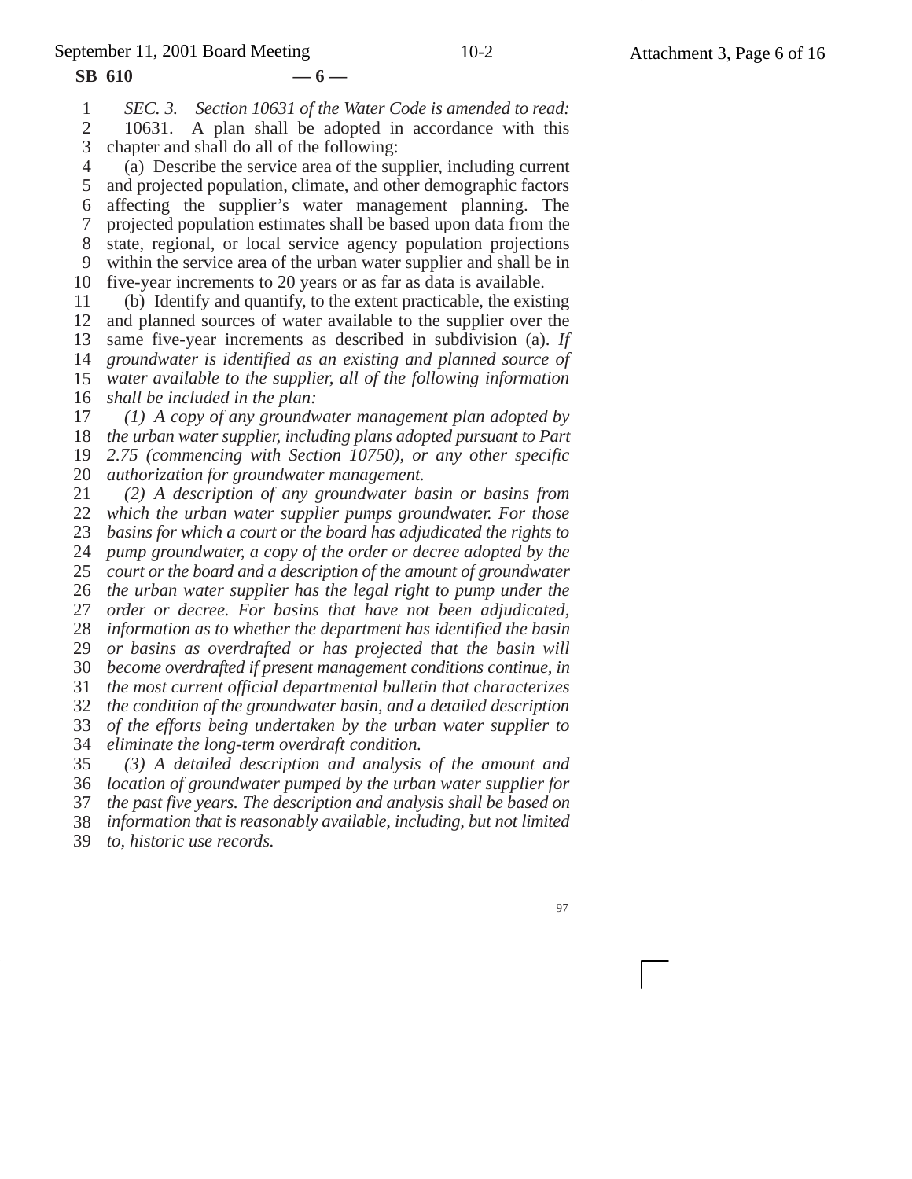*SEC. 3. Section 10631 of the Water Code is amended to read:*

10631. A plan shall be adopted in accordance with this chapter and shall do all of the following:

(a) Describe the service area of the supplier, including current and projected population, climate, and other demographic factors affecting the supplier's water management planning. The projected population estimates shall be based upon data from the state, regional, or local service agency population projections within the service area of the urban water supplier and shall be in five-year increments to 20 years or as far as data is available.

(b) Identify and quantify, to the extent practicable, the existing and planned sources of water available to the supplier over the same five-year increments as described in subdivision (a). *If groundwater is identified as an existing and planned source of water available to the supplier, all of the following information shall be included in the plan:*

*(1) A copy of any groundwater management plan adopted by the urban water supplier, including plans adopted pursuant to Part 2.75 (commencing with Section 10750), or any other specific authorization for groundwater management.*

*(2) A description of any groundwater basin or basins from which the urban water supplier pumps groundwater. For those basins for which a court or the board has adjudicated the rights to pump groundwater, a copy of the order or decree adopted by the court or the board and a description of the amount of groundwater the urban water supplier has the legal right to pump under the order or decree. For basins that have not been adjudicated, information as to whether the department has identified the basin or basins as overdrafted or has projected that the basin will become overdrafted if present management conditions continue, in the most current official departmental bulletin that characterizes the condition of the groundwater basin, and a detailed description of the efforts being undertaken by the urban water supplier to eliminate the long-term overdraft condition.*

*(3) A detailed description and analysis of the amount and location of groundwater pumped by the urban water supplier for the past five years. The description and analysis shall be based on information that is reasonably available, including, but not limited to, historic use records.*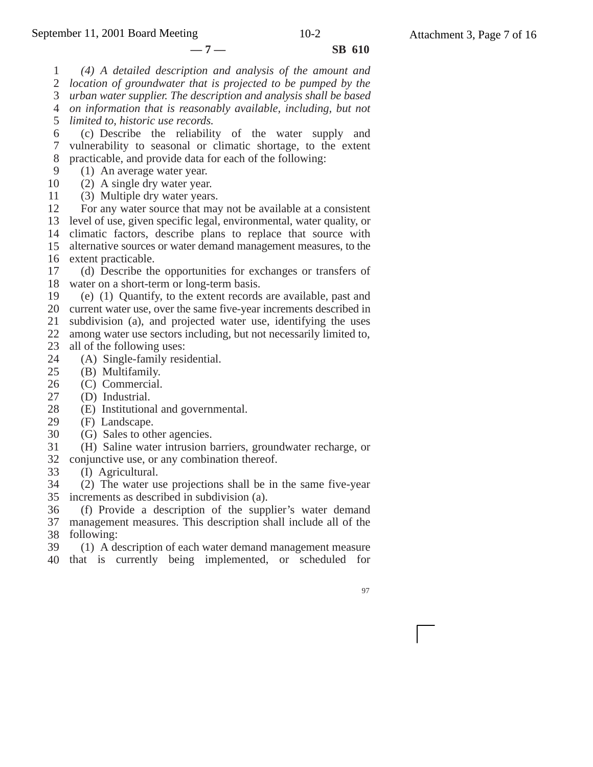*(4) A detailed description and analysis of the amount and location of groundwater that is projected to be pumped by the urban water supplier. The description and analysis shall be based on information that is reasonably available, including, but not limited to, historic use records.*

(c) Describe the reliability of the water supply and vulnerability to seasonal or climatic shortage, to the extent practicable, and provide data for each of the following:

(1) An average water year.

(2) A single dry water year.

(3) Multiple dry water years.

For any water source that may not be available at a consistent level of use, given specific legal, environmental, water quality, or climatic factors, describe plans to replace that source with alternative sources or water demand management measures, to the extent practicable.

(d) Describe the opportunities for exchanges or transfers of water on a short-term or long-term basis.

(e) (1) Quantify, to the extent records are available, past and current water use, over the same five-year increments described in subdivision (a), and projected water use, identifying the uses among water use sectors including, but not necessarily limited to, all of the following uses:

(A) Single-family residential.

(B) Multifamily.

(C) Commercial.

(D) Industrial.

(E) Institutional and governmental.

(F) Landscape.

(G) Sales to other agencies.

(H) Saline water intrusion barriers, groundwater recharge, or conjunctive use, or any combination thereof.

(I) Agricultural.

(2) The water use projections shall be in the same five-year increments as described in subdivision (a).

(f) Provide a description of the supplier's water demand management measures. This description shall include all of the following:

(1) A description of each water demand management measure that is currently being implemented, or scheduled for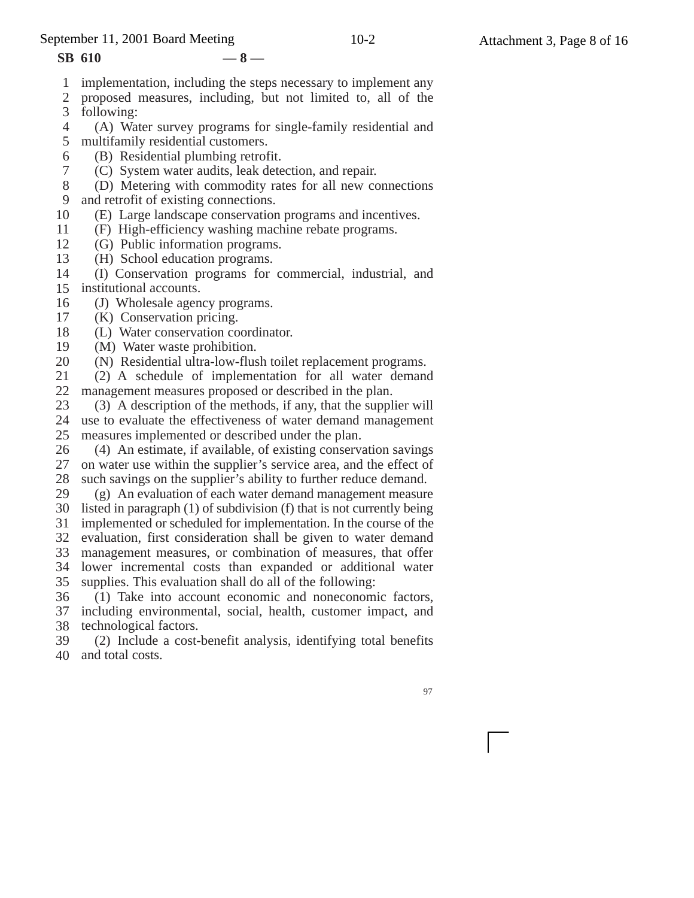implementation, including the steps necessary to implement any proposed measures, including, but not limited to, all of the following:

(A) Water survey programs for single-family residential and multifamily residential customers.

(B) Residential plumbing retrofit.

(C) System water audits, leak detection, and repair.

(D) Metering with commodity rates for all new connections and retrofit of existing connections.

(E) Large landscape conservation programs and incentives.

(F) High-efficiency washing machine rebate programs.

(G) Public information programs.

(H) School education programs.

(I) Conservation programs for commercial, industrial, and institutional accounts.

(J) Wholesale agency programs.

(K) Conservation pricing.

(L) Water conservation coordinator.

(M) Water waste prohibition.

(N) Residential ultra-low-flush toilet replacement programs.

(2) A schedule of implementation for all water demand management measures proposed or described in the plan.

(3) A description of the methods, if any, that the supplier will use to evaluate the effectiveness of water demand management measures implemented or described under the plan.

(4) An estimate, if available, of existing conservation savings on water use within the supplier's service area, and the effect of such savings on the supplier's ability to further reduce demand.

(g) An evaluation of each water demand management measure listed in paragraph (1) of subdivision (f) that is not currently being implemented or scheduled for implementation. In the course of the evaluation, first consideration shall be given to water demand management measures, or combination of measures, that offer lower incremental costs than expanded or additional water supplies. This evaluation shall do all of the following:

(1) Take into account economic and noneconomic factors, including environmental, social, health, customer impact, and technological factors.

(2) Include a cost-benefit analysis, identifying total benefits and total costs.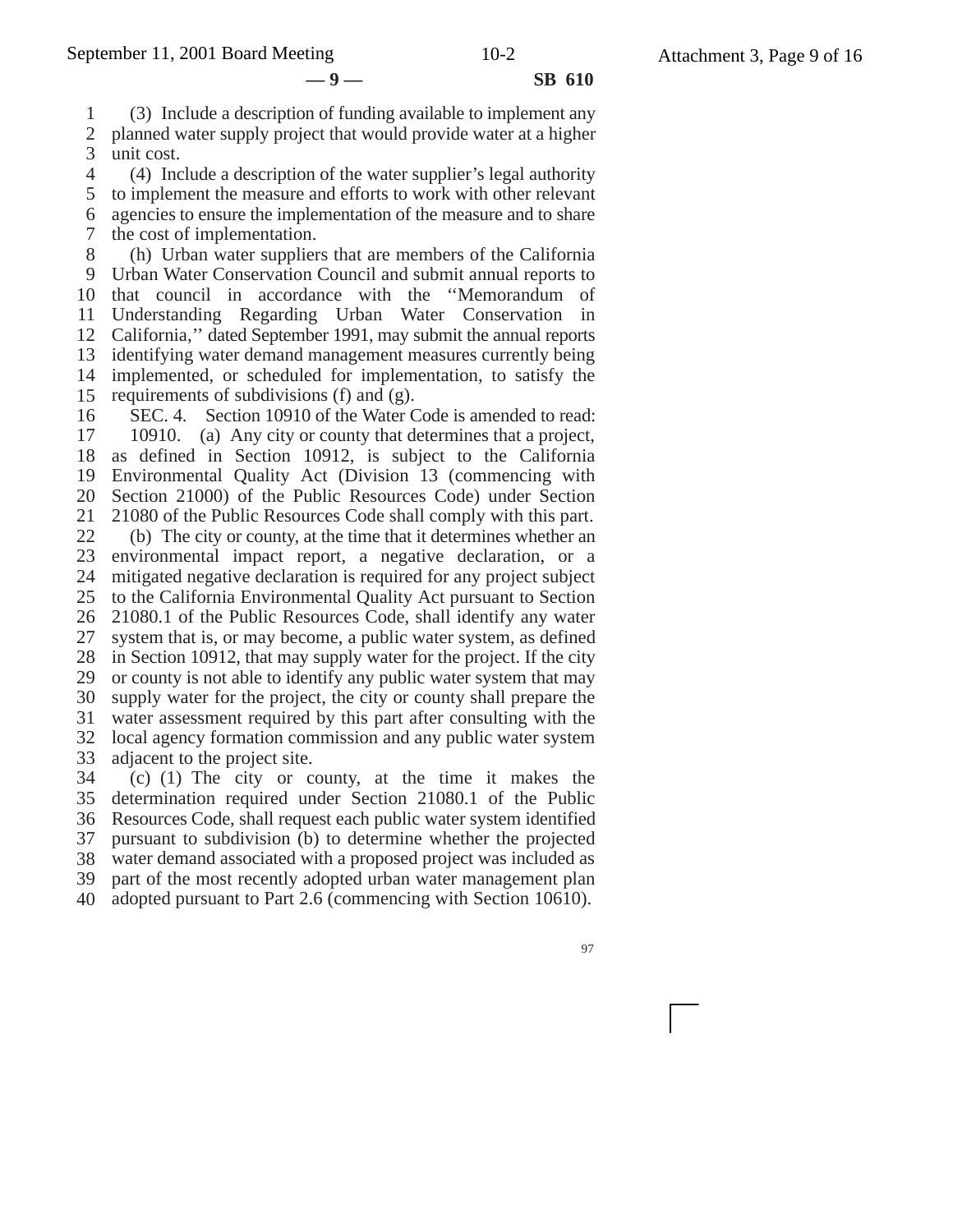(3) Include a description of funding available to implement any planned water supply project that would provide water at a higher unit cost.

(4) Include a description of the water supplier's legal authority to implement the measure and efforts to work with other relevant agencies to ensure the implementation of the measure and to share the cost of implementation.

(h) Urban water suppliers that are members of the California Urban Water Conservation Council and submit annual reports to that council in accordance with the ''Memorandum of Understanding Regarding Urban Water Conservation in California,'' dated September 1991, may submit the annual reports identifying water demand management measures currently being implemented, or scheduled for implementation, to satisfy the requirements of subdivisions (f) and (g).

SEC. 4. Section 10910 of the Water Code is amended to read:

10910. (a) Any city or county that determines that a project, as defined in Section 10912, is subject to the California Environmental Quality Act (Division 13 (commencing with Section 21000) of the Public Resources Code) under Section 21080 of the Public Resources Code shall comply with this part.

(b) The city or county, at the time that it determines whether an environmental impact report, a negative declaration, or a mitigated negative declaration is required for any project subject to the California Environmental Quality Act pursuant to Section 21080.1 of the Public Resources Code, shall identify any water system that is, or may become, a public water system, as defined in Section 10912, that may supply water for the project. If the city or county is not able to identify any public water system that may supply water for the project, the city or county shall prepare the water assessment required by this part after consulting with the local agency formation commission and any public water system adjacent to the project site.

(c) (1) The city or county, at the time it makes the determination required under Section 21080.1 of the Public Resources Code, shall request each public water system identified pursuant to subdivision (b) to determine whether the projected water demand associated with a proposed project was included as part of the most recently adopted urban water management plan adopted pursuant to Part 2.6 (commencing with Section 10610).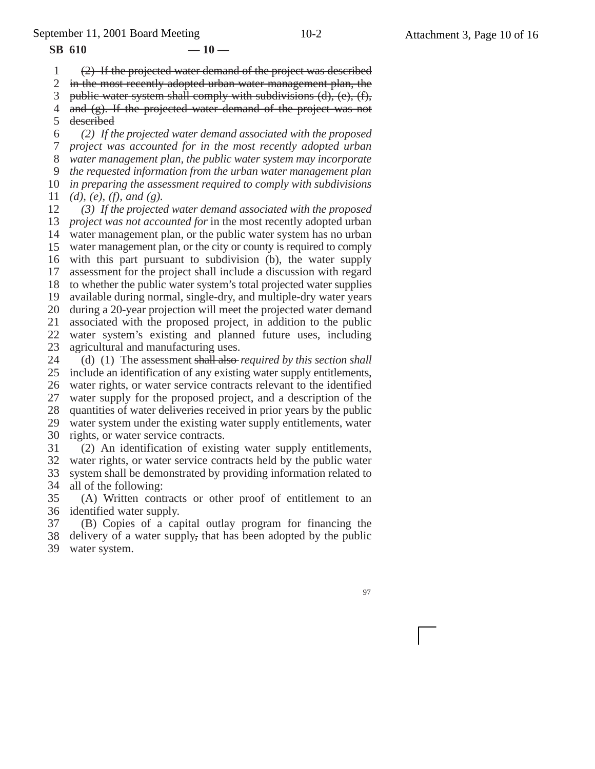~~(2) If the projected water demand of the project was described in the most recently adopted urban water management plan, the public water system shall comply with subdivisions (d), (e), (f), and (g). If the projected water demand of the project was not described~~

*(2) If the projected water demand associated with the proposed project was accounted for in the most recently adopted urban water management plan, the public water system may incorporate the requested information from the urban water management plan in preparing the assessment required to comply with subdivisions (d), (e), (f), and (g).*

*(3) If the projected water demand associated with the proposed project was not accounted for* in the most recently adopted urban water management plan, or the public water system has no urban water management plan, or the city or county is required to comply with this part pursuant to subdivision (b), the water supply assessment for the project shall include a discussion with regard to whether the public water system's total projected water supplies available during normal, single-dry, and multiple-dry water years during a 20-year projection will meet the projected water demand associated with the proposed project, in addition to the public water system's existing and planned future uses, including agricultural and manufacturing uses.

(d) (1) The assessment ~~shall also~~ *required by this section shall* include an identification of any existing water supply entitlements, water rights, or water service contracts relevant to the identified water supply for the proposed project, and a description of the quantities of water ~~deliveries~~ received in prior years by the public water system under the existing water supply entitlements, water rights, or water service contracts.

(2) An identification of existing water supply entitlements, water rights, or water service contracts held by the public water system shall be demonstrated by providing information related to all of the following:

(A) Written contracts or other proof of entitlement to an identified water supply.

(B) Copies of a capital outlay program for financing the delivery of a water supply~~,~~ that has been adopted by the public water system.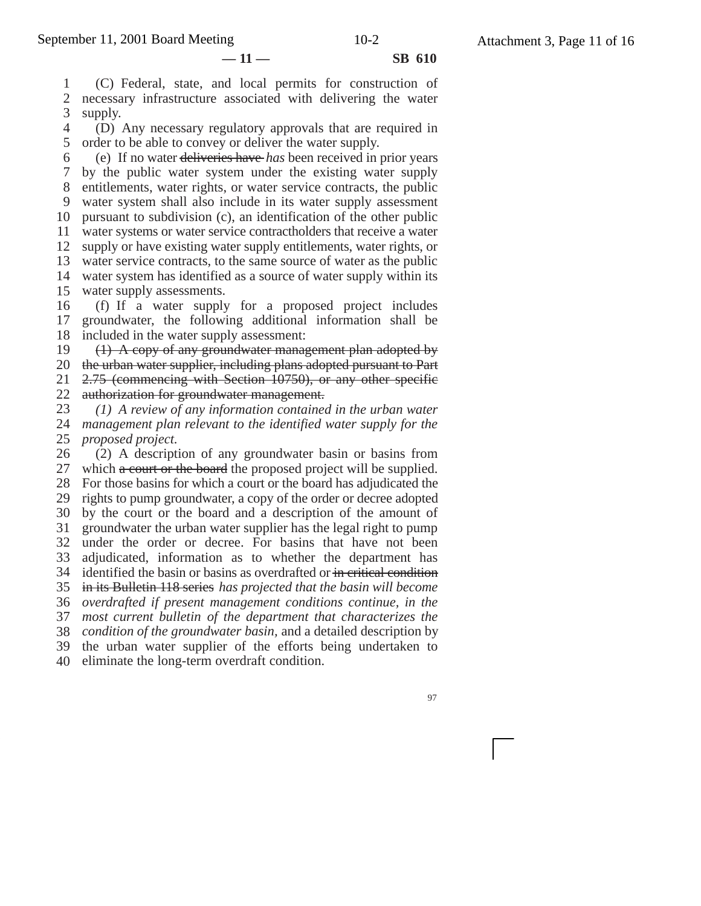(C) Federal, state, and local permits for construction of necessary infrastructure associated with delivering the water supply.

(D) Any necessary regulatory approvals that are required in order to be able to convey or deliver the water supply.

(e) If no water ~~deliveries have~~ *has* been received in prior years by the public water system under the existing water supply entitlements, water rights, or water service contracts, the public water system shall also include in its water supply assessment pursuant to subdivision (c), an identification of the other public water systems or water service contractholders that receive a water supply or have existing water supply entitlements, water rights, or water service contracts, to the same source of water as the public water system has identified as a source of water supply within its water supply assessments.

(f) If a water supply for a proposed project includes groundwater, the following additional information shall be included in the water supply assessment:

~~(1) A copy of any groundwater management plan adopted by the urban water supplier, including plans adopted pursuant to Part 2.75 (commencing with Section 10750), or any other specific authorization for groundwater management.~~

*(1) A review of any information contained in the urban water management plan relevant to the identified water supply for the proposed project.*

(2) A description of any groundwater basin or basins from which ~~a court or the board~~ the proposed project will be supplied. For those basins for which a court or the board has adjudicated the rights to pump groundwater, a copy of the order or decree adopted by the court or the board and a description of the amount of groundwater the urban water supplier has the legal right to pump under the order or decree. For basins that have not been adjudicated, information as to whether the department has identified the basin or basins as overdrafted or ~~in critical condition in its Bulletin 118 series~~ *has projected that the basin will become overdrafted if present management conditions continue, in the most current bulletin of the department that characterizes the condition of the groundwater basin,* and a detailed description by the urban water supplier of the efforts being undertaken to eliminate the long-term overdraft condition.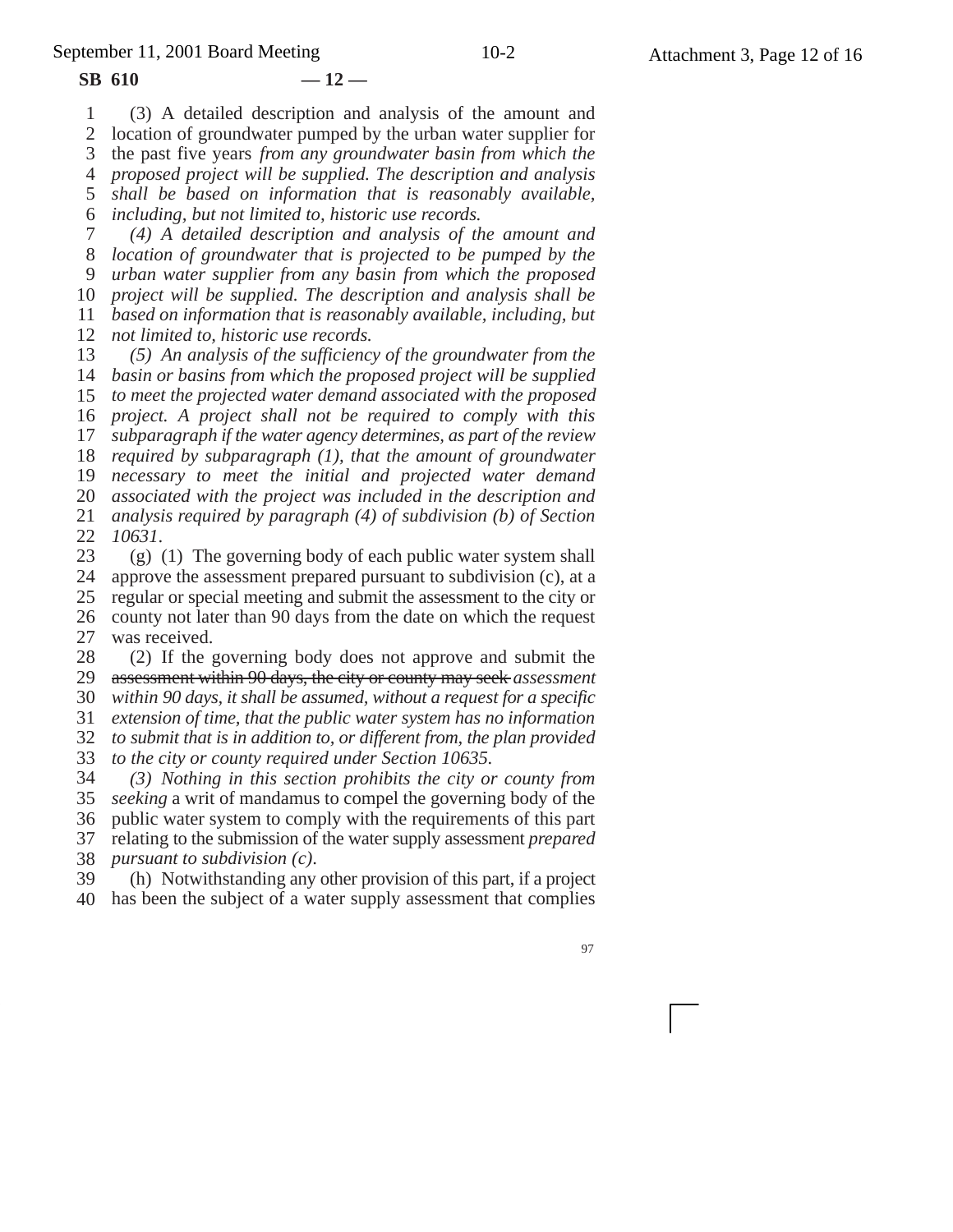(3) A detailed description and analysis of the amount and location of groundwater pumped by the urban water supplier for the past five years *from any groundwater basin from which the proposed project will be supplied. The description and analysis shall be based on information that is reasonably available, including, but not limited to, historic use records.*

*(4) A detailed description and analysis of the amount and location of groundwater that is projected to be pumped by the urban water supplier from any basin from which the proposed project will be supplied. The description and analysis shall be based on information that is reasonably available, including, but not limited to, historic use records.*

*(5) An analysis of the sufficiency of the groundwater from the basin or basins from which the proposed project will be supplied to meet the projected water demand associated with the proposed project. A project shall not be required to comply with this subparagraph if the water agency determines, as part of the review required by subparagraph (1), that the amount of groundwater necessary to meet the initial and projected water demand associated with the project was included in the description and analysis required by paragraph (4) of subdivision (b) of Section 10631.*

(g) (1) The governing body of each public water system shall approve the assessment prepared pursuant to subdivision (c), at a regular or special meeting and submit the assessment to the city or county not later than 90 days from the date on which the request was received.

(2) If the governing body does not approve and submit the ~~assessment within 90 days, the city or county may seek~~ *assessment within 90 days, it shall be assumed, without a request for a specific extension of time, that the public water system has no information to submit that is in addition to, or different from, the plan provided to the city or county required under Section 10635.*

*(3) Nothing in this section prohibits the city or county from seeking* a writ of mandamus to compel the governing body of the public water system to comply with the requirements of this part relating to the submission of the water supply assessment *prepared pursuant to subdivision (c).*

(h) Notwithstanding any other provision of this part, if a project has been the subject of a water supply assessment that complies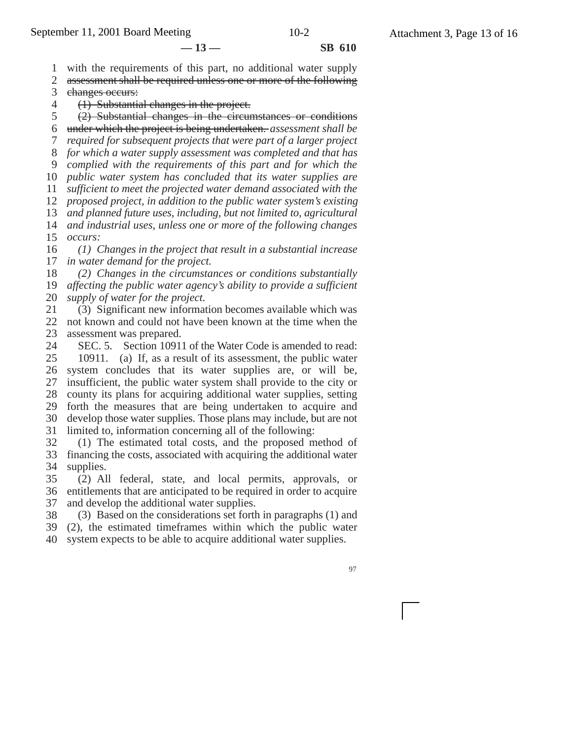with the requirements of this part, no additional water supply ~~assessment shall be required unless one or more of the following changes occurs:~~

~~(1) Substantial changes in the project.~~

~~(2) Substantial changes in the circumstances or conditions under which the project is being undertaken.~~ *assessment shall be required for subsequent projects that were part of a larger project for which a water supply assessment was completed and that has complied with the requirements of this part and for which the public water system has concluded that its water supplies are sufficient to meet the projected water demand associated with the proposed project, in addition to the public water system's existing and planned future uses, including, but not limited to, agricultural and industrial uses, unless one or more of the following changes occurs:*

*(1) Changes in the project that result in a substantial increase in water demand for the project.*

*(2) Changes in the circumstances or conditions substantially affecting the public water agency's ability to provide a sufficient supply of water for the project.*

(3) Significant new information becomes available which was not known and could not have been known at the time when the assessment was prepared.

SEC. 5. Section 10911 of the Water Code is amended to read:

10911. (a) If, as a result of its assessment, the public water system concludes that its water supplies are, or will be, insufficient, the public water system shall provide to the city or county its plans for acquiring additional water supplies, setting forth the measures that are being undertaken to acquire and develop those water supplies. Those plans may include, but are not limited to, information concerning all of the following:

(1) The estimated total costs, and the proposed method of financing the costs, associated with acquiring the additional water supplies.

(2) All federal, state, and local permits, approvals, or entitlements that are anticipated to be required in order to acquire and develop the additional water supplies.

(3) Based on the considerations set forth in paragraphs (1) and (2), the estimated timeframes within which the public water system expects to be able to acquire additional water supplies.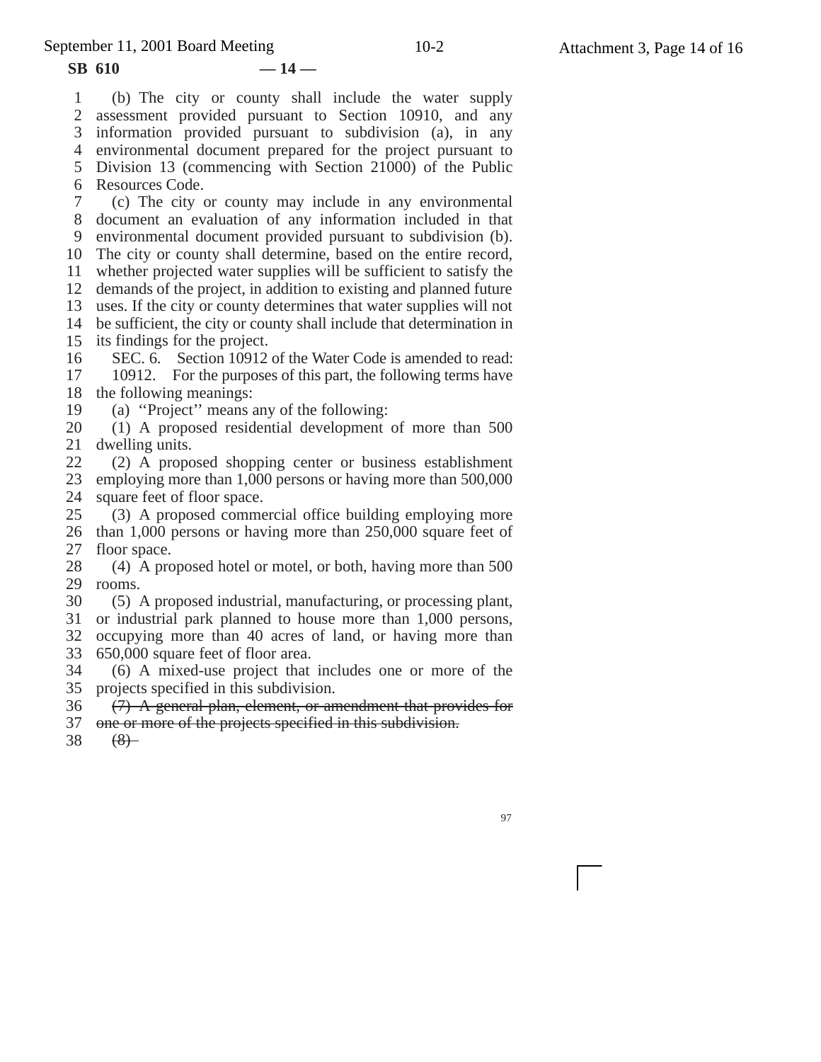(b) The city or county shall include the water supply assessment provided pursuant to Section 10910, and any information provided pursuant to subdivision (a), in any environmental document prepared for the project pursuant to Division 13 (commencing with Section 21000) of the Public Resources Code.

(c) The city or county may include in any environmental document an evaluation of any information included in that environmental document provided pursuant to subdivision (b). The city or county shall determine, based on the entire record, whether projected water supplies will be sufficient to satisfy the demands of the project, in addition to existing and planned future uses. If the city or county determines that water supplies will not be sufficient, the city or county shall include that determination in its findings for the project.

SEC. 6. Section 10912 of the Water Code is amended to read:

10912. For the purposes of this part, the following terms have the following meanings:

(a) ''Project'' means any of the following:

(1) A proposed residential development of more than 500 dwelling units.

(2) A proposed shopping center or business establishment employing more than 1,000 persons or having more than 500,000 square feet of floor space.

(3) A proposed commercial office building employing more than 1,000 persons or having more than 250,000 square feet of floor space.

(4) A proposed hotel or motel, or both, having more than 500 rooms.

(5) A proposed industrial, manufacturing, or processing plant, or industrial park planned to house more than 1,000 persons, occupying more than 40 acres of land, or having more than 650,000 square feet of floor area.

(6) A mixed-use project that includes one or more of the projects specified in this subdivision.

~~(7) A general plan, element, or amendment that provides for one or more of the projects specified in this subdivision.~~

~~(8)~~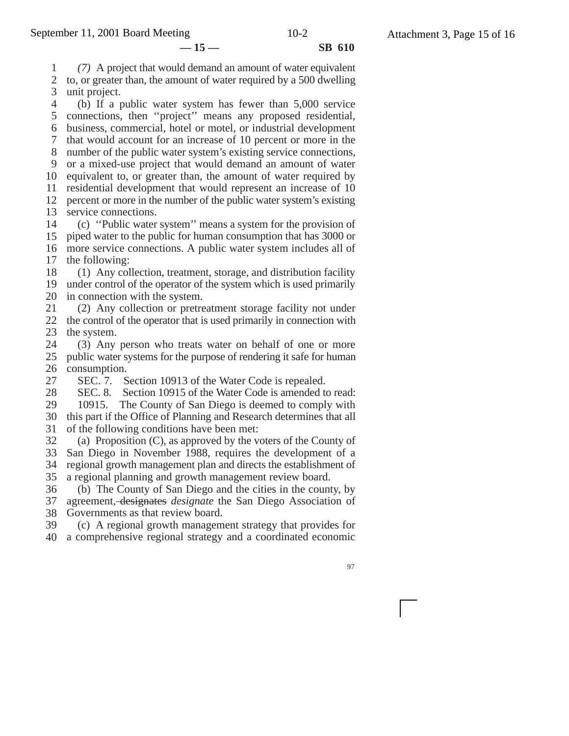*(7)* A project that would demand an amount of water equivalent to, or greater than, the amount of water required by a 500 dwelling unit project.

(b) If a public water system has fewer than 5,000 service connections, then ''project'' means any proposed residential, business, commercial, hotel or motel, or industrial development that would account for an increase of 10 percent or more in the number of the public water system's existing service connections, or a mixed-use project that would demand an amount of water equivalent to, or greater than, the amount of water required by residential development that would represent an increase of 10 percent or more in the number of the public water system's existing service connections.

(c) ''Public water system'' means a system for the provision of piped water to the public for human consumption that has 3000 or more service connections. A public water system includes all of the following:

(1) Any collection, treatment, storage, and distribution facility under control of the operator of the system which is used primarily in connection with the system.

(2) Any collection or pretreatment storage facility not under the control of the operator that is used primarily in connection with the system.

(3) Any person who treats water on behalf of one or more public water systems for the purpose of rendering it safe for human consumption.

SEC. 7. Section 10913 of the Water Code is repealed.

SEC. 8. Section 10915 of the Water Code is amended to read:

10915. The County of San Diego is deemed to comply with this part if the Office of Planning and Research determines that all of the following conditions have been met:

(a) Proposition (C), as approved by the voters of the County of San Diego in November 1988, requires the development of a regional growth management plan and directs the establishment of a regional planning and growth management review board.

(b) The County of San Diego and the cities in the county, by agreement~~, designates~~ *designate* the San Diego Association of Governments as that review board.

(c) A regional growth management strategy that provides for a comprehensive regional strategy and a coordinated economic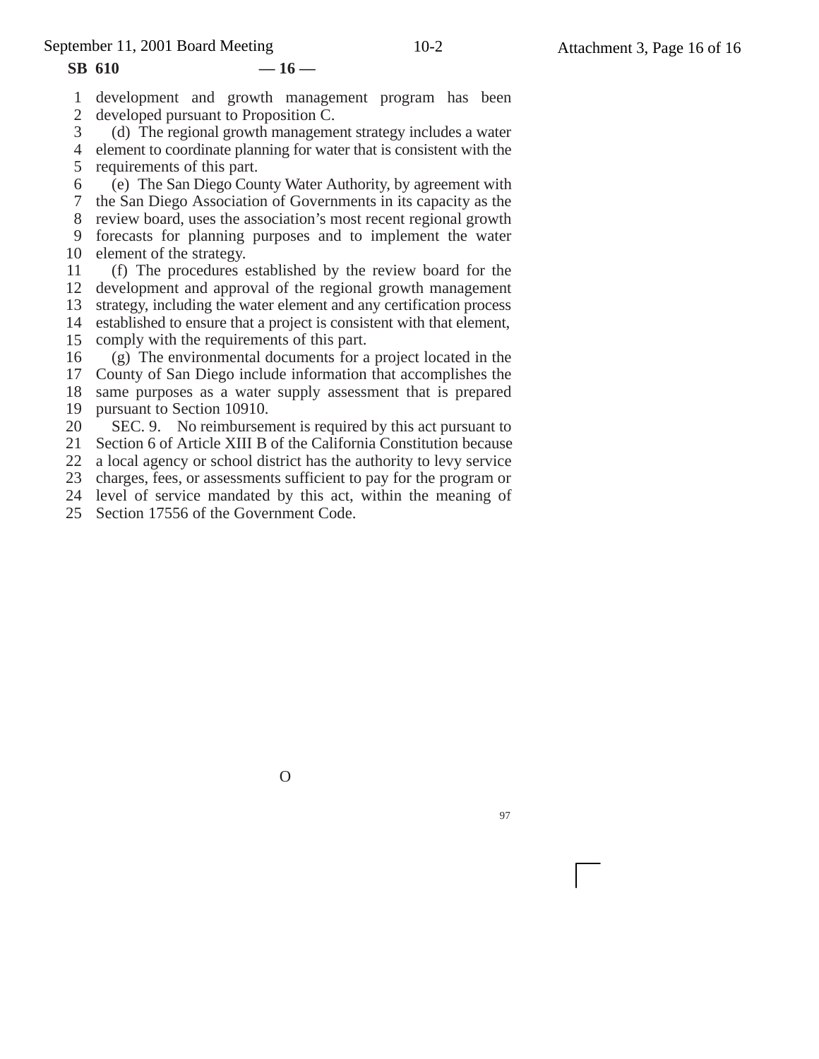development and growth management program has been developed pursuant to Proposition C.

(d) The regional growth management strategy includes a water element to coordinate planning for water that is consistent with the requirements of this part.

(e) The San Diego County Water Authority, by agreement with the San Diego Association of Governments in its capacity as the review board, uses the association's most recent regional growth forecasts for planning purposes and to implement the water element of the strategy.

(f) The procedures established by the review board for the development and approval of the regional growth management strategy, including the water element and any certification process established to ensure that a project is consistent with that element, comply with the requirements of this part.

(g) The environmental documents for a project located in the County of San Diego include information that accomplishes the same purposes as a water supply assessment that is prepared pursuant to Section 10910.

SEC. 9. No reimbursement is required by this act pursuant to Section 6 of Article XIII B of the California Constitution because a local agency or school district has the authority to levy service charges, fees, or assessments sufficient to pay for the program or level of service mandated by this act, within the meaning of Section 17556 of the Government Code.

O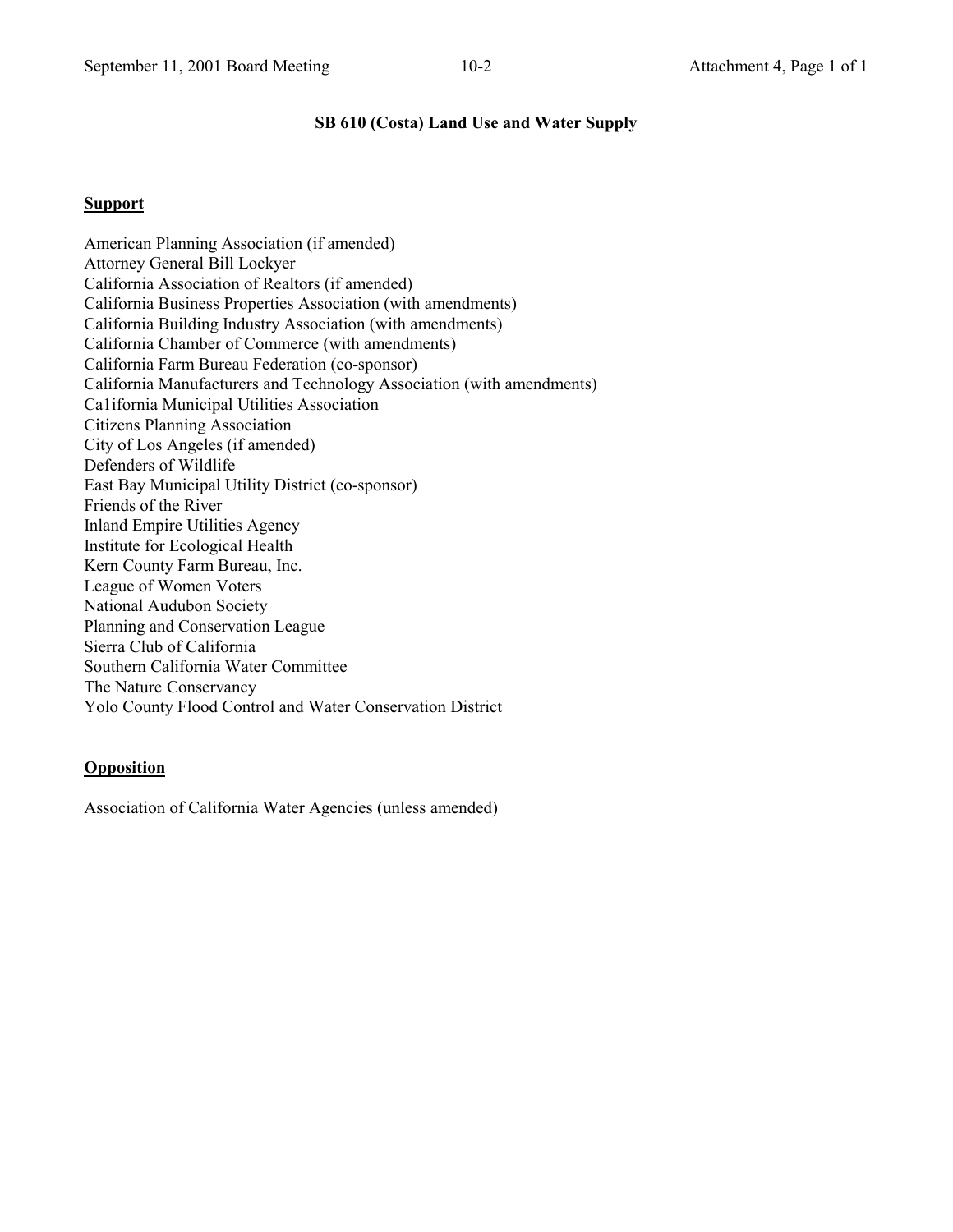**SB 610 (Costa) Land Use and Water Supply**

**Support**

American Planning Association (if amended)
Attorney General Bill Lockyer
California Association of Realtors (if amended)
California Business Properties Association (with amendments)
California Building Industry Association (with amendments)
California Chamber of Commerce (with amendments)
California Farm Bureau Federation (co-sponsor)
California Manufacturers and Technology Association (with amendments)
Ca1ifornia Municipal Utilities Association
Citizens Planning Association
City of Los Angeles (if amended)
Defenders of Wildlife
East Bay Municipal Utility District (co-sponsor)
Friends of the River
Inland Empire Utilities Agency
Institute for Ecological Health
Kern County Farm Bureau, Inc.
League of Women Voters
National Audubon Society
Planning and Conservation League
Sierra Club of California
Southern California Water Committee
The Nature Conservancy
Yolo County Flood Control and Water Conservation District

**Opposition**

Association of California Water Agencies (unless amended)